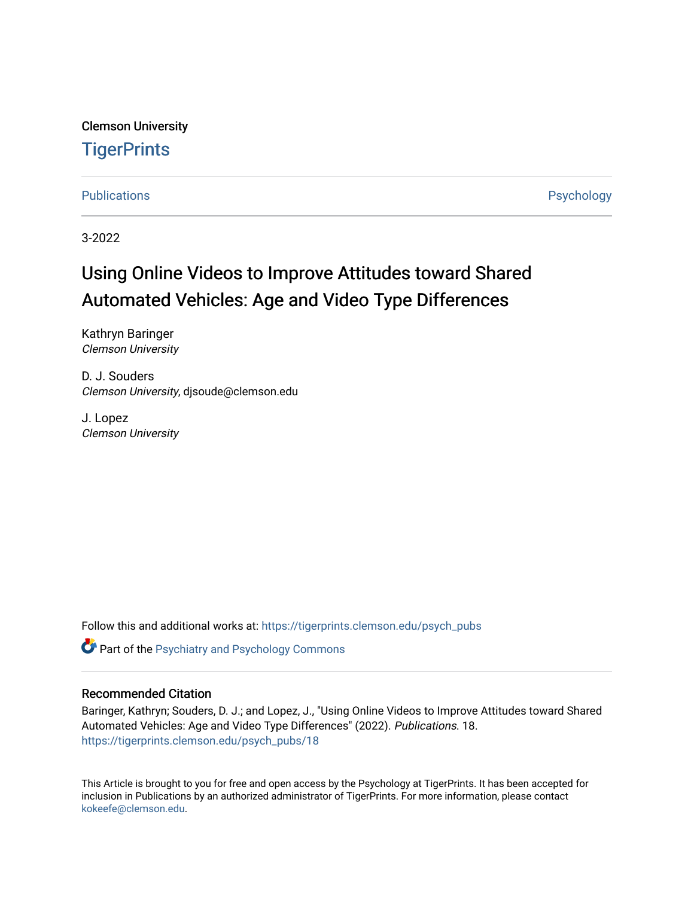Clemson University

# TigerPrints

Publications | Psychology

3-2022

# Using Online Videos to Improve Attitudes toward Shared Automated Vehicles: Age and Video Type Differences

Kathryn Baringer
*Clemson University*

D. J. Souders
*Clemson University*, djsoude@clemson.edu

J. Lopez
*Clemson University*

Follow this and additional works at: https://tigerprints.clemson.edu/psych_pubs

Part of the Psychiatry and Psychology Commons

## Recommended Citation

Baringer, Kathryn; Souders, D. J.; and Lopez, J., "Using Online Videos to Improve Attitudes toward Shared Automated Vehicles: Age and Video Type Differences" (2022). *Publications*. 18.
https://tigerprints.clemson.edu/psych_pubs/18

This Article is brought to you for free and open access by the Psychology at TigerPrints. It has been accepted for inclusion in Publications by an authorized administrator of TigerPrints. For more information, please contact kokeefe@clemson.edu.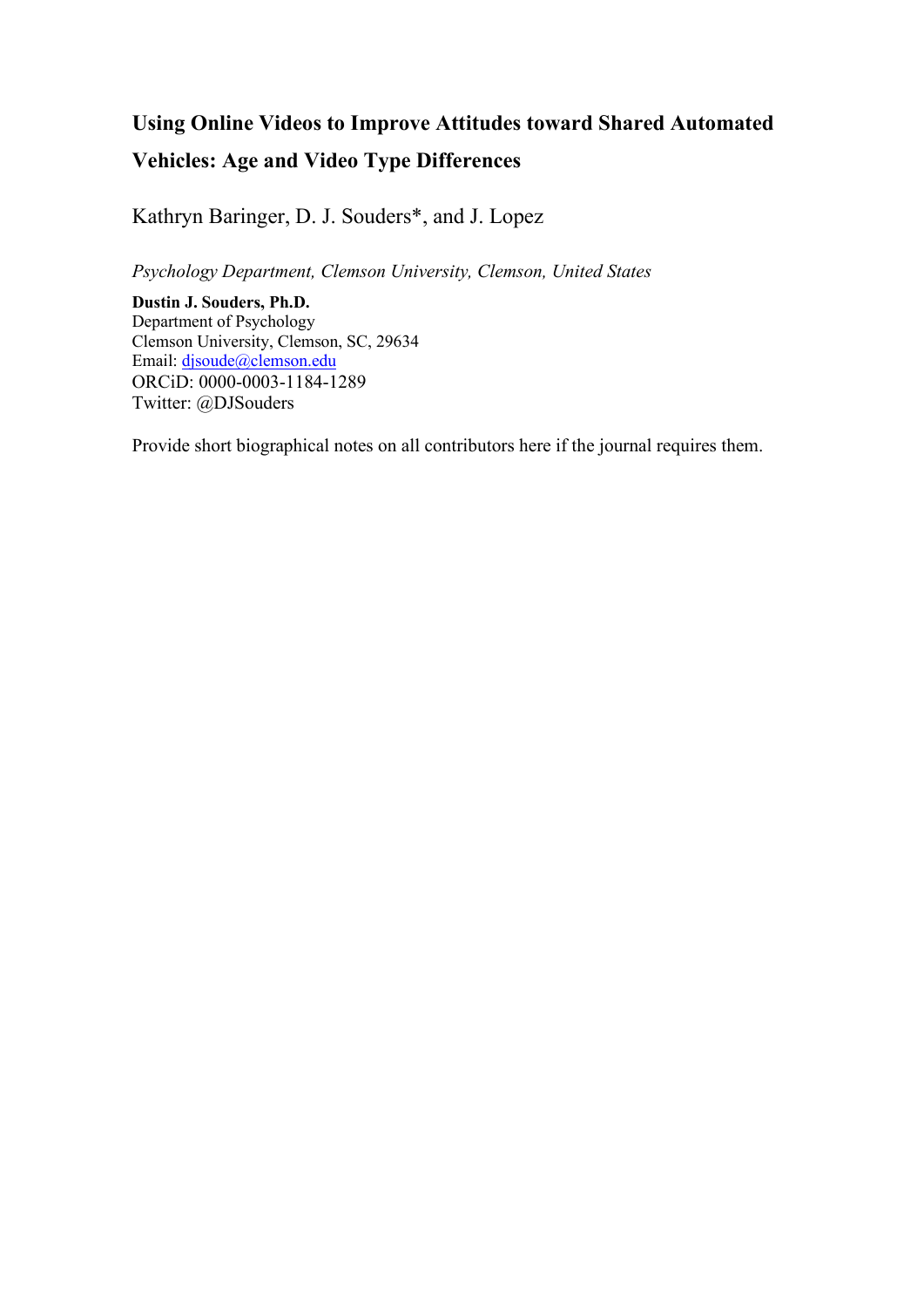# Using Online Videos to Improve Attitudes toward Shared Automated Vehicles: Age and Video Type Differences

Kathryn Baringer, D. J. Souders*, and J. Lopez

*Psychology Department, Clemson University, Clemson, United States*

**Dustin J. Souders, Ph.D.**
Department of Psychology
Clemson University, Clemson, SC, 29634
Email: djsoude@clemson.edu
ORCiD: 0000-0003-1184-1289
Twitter: @DJSouders

Provide short biographical notes on all contributors here if the journal requires them.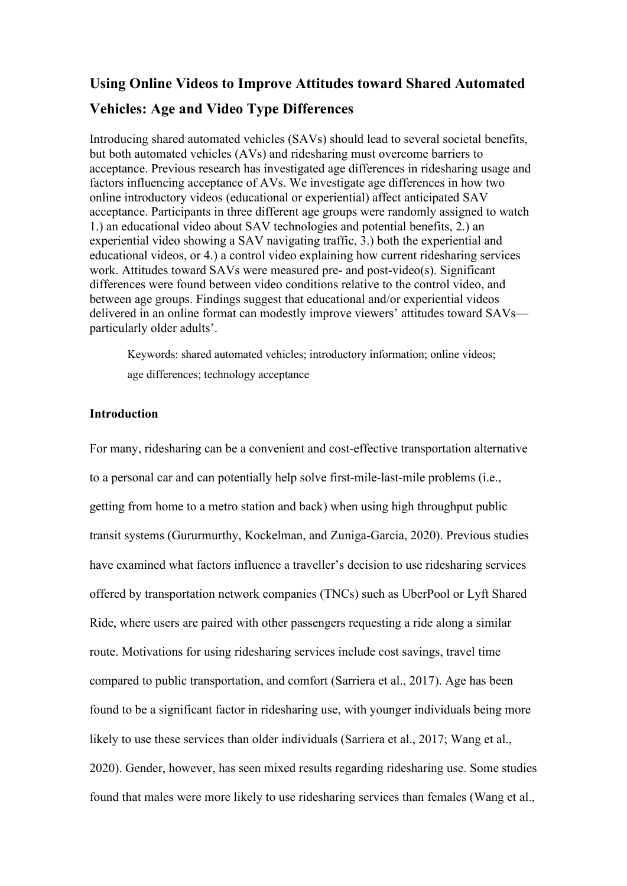## Using Online Videos to Improve Attitudes toward Shared Automated Vehicles: Age and Video Type Differences

Introducing shared automated vehicles (SAVs) should lead to several societal benefits, but both automated vehicles (AVs) and ridesharing must overcome barriers to acceptance. Previous research has investigated age differences in ridesharing usage and factors influencing acceptance of AVs. We investigate age differences in how two online introductory videos (educational or experiential) affect anticipated SAV acceptance. Participants in three different age groups were randomly assigned to watch 1.) an educational video about SAV technologies and potential benefits, 2.) an experiential video showing a SAV navigating traffic, 3.) both the experiential and educational videos, or 4.) a control video explaining how current ridesharing services work. Attitudes toward SAVs were measured pre- and post-video(s). Significant differences were found between video conditions relative to the control video, and between age groups. Findings suggest that educational and/or experiential videos delivered in an online format can modestly improve viewers' attitudes toward SAVs—particularly older adults'.

Keywords: shared automated vehicles; introductory information; online videos; age differences; technology acceptance

### Introduction

For many, ridesharing can be a convenient and cost-effective transportation alternative to a personal car and can potentially help solve first-mile-last-mile problems (i.e., getting from home to a metro station and back) when using high throughput public transit systems (Gururmurthy, Kockelman, and Zuniga-Garcia, 2020). Previous studies have examined what factors influence a traveller's decision to use ridesharing services offered by transportation network companies (TNCs) such as UberPool or Lyft Shared Ride, where users are paired with other passengers requesting a ride along a similar route. Motivations for using ridesharing services include cost savings, travel time compared to public transportation, and comfort (Sarriera et al., 2017). Age has been found to be a significant factor in ridesharing use, with younger individuals being more likely to use these services than older individuals (Sarriera et al., 2017; Wang et al., 2020). Gender, however, has seen mixed results regarding ridesharing use. Some studies found that males were more likely to use ridesharing services than females (Wang et al.,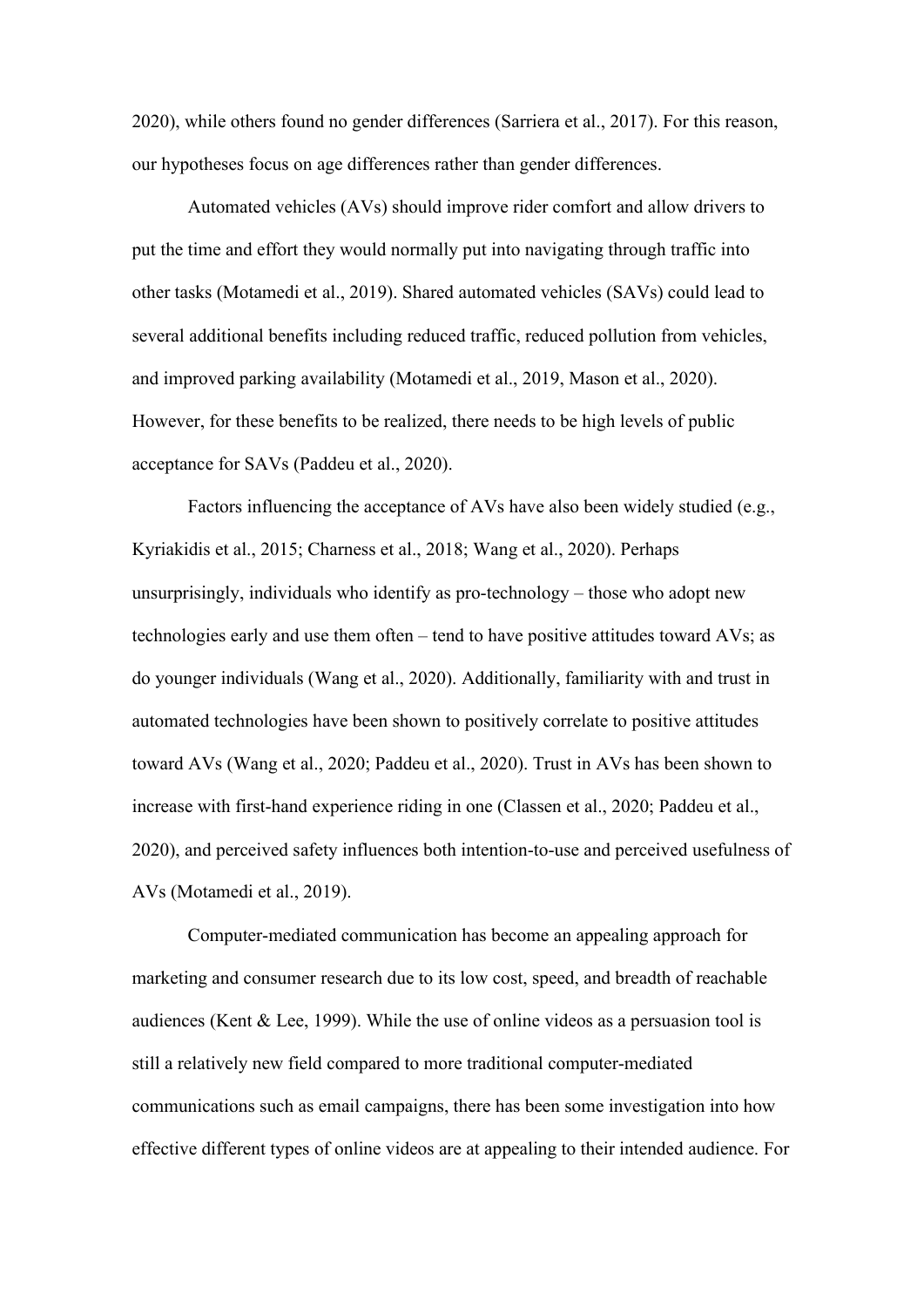2020), while others found no gender differences (Sarriera et al., 2017). For this reason, our hypotheses focus on age differences rather than gender differences.

Automated vehicles (AVs) should improve rider comfort and allow drivers to put the time and effort they would normally put into navigating through traffic into other tasks (Motamedi et al., 2019). Shared automated vehicles (SAVs) could lead to several additional benefits including reduced traffic, reduced pollution from vehicles, and improved parking availability (Motamedi et al., 2019, Mason et al., 2020). However, for these benefits to be realized, there needs to be high levels of public acceptance for SAVs (Paddeu et al., 2020).

Factors influencing the acceptance of AVs have also been widely studied (e.g., Kyriakidis et al., 2015; Charness et al., 2018; Wang et al., 2020). Perhaps unsurprisingly, individuals who identify as pro-technology – those who adopt new technologies early and use them often – tend to have positive attitudes toward AVs; as do younger individuals (Wang et al., 2020). Additionally, familiarity with and trust in automated technologies have been shown to positively correlate to positive attitudes toward AVs (Wang et al., 2020; Paddeu et al., 2020). Trust in AVs has been shown to increase with first-hand experience riding in one (Classen et al., 2020; Paddeu et al., 2020), and perceived safety influences both intention-to-use and perceived usefulness of AVs (Motamedi et al., 2019).

Computer-mediated communication has become an appealing approach for marketing and consumer research due to its low cost, speed, and breadth of reachable audiences (Kent & Lee, 1999). While the use of online videos as a persuasion tool is still a relatively new field compared to more traditional computer-mediated communications such as email campaigns, there has been some investigation into how effective different types of online videos are at appealing to their intended audience. For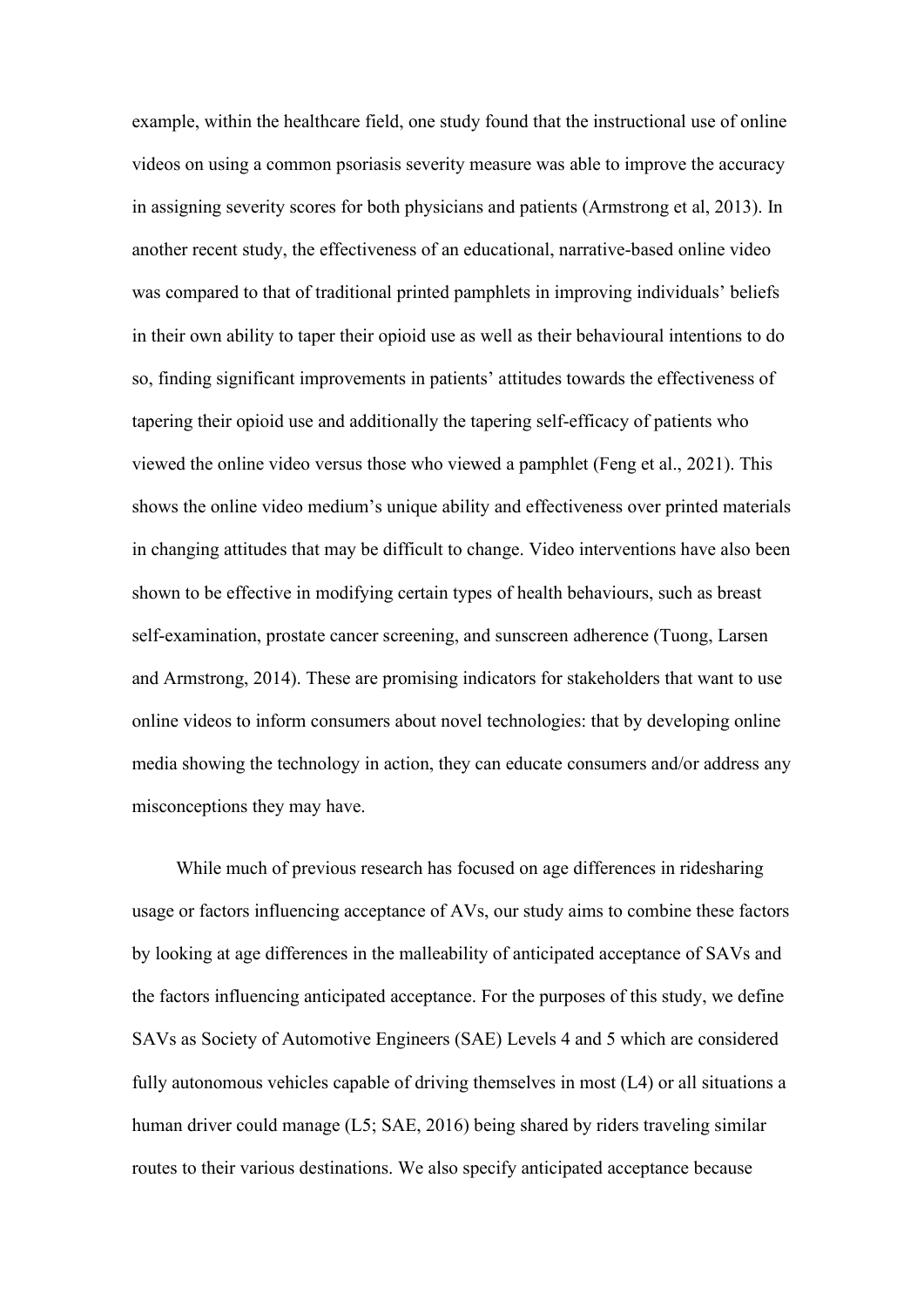example, within the healthcare field, one study found that the instructional use of online videos on using a common psoriasis severity measure was able to improve the accuracy in assigning severity scores for both physicians and patients (Armstrong et al, 2013). In another recent study, the effectiveness of an educational, narrative-based online video was compared to that of traditional printed pamphlets in improving individuals' beliefs in their own ability to taper their opioid use as well as their behavioural intentions to do so, finding significant improvements in patients' attitudes towards the effectiveness of tapering their opioid use and additionally the tapering self-efficacy of patients who viewed the online video versus those who viewed a pamphlet (Feng et al., 2021). This shows the online video medium's unique ability and effectiveness over printed materials in changing attitudes that may be difficult to change. Video interventions have also been shown to be effective in modifying certain types of health behaviours, such as breast self-examination, prostate cancer screening, and sunscreen adherence (Tuong, Larsen and Armstrong, 2014). These are promising indicators for stakeholders that want to use online videos to inform consumers about novel technologies: that by developing online media showing the technology in action, they can educate consumers and/or address any misconceptions they may have.

While much of previous research has focused on age differences in ridesharing usage or factors influencing acceptance of AVs, our study aims to combine these factors by looking at age differences in the malleability of anticipated acceptance of SAVs and the factors influencing anticipated acceptance. For the purposes of this study, we define SAVs as Society of Automotive Engineers (SAE) Levels 4 and 5 which are considered fully autonomous vehicles capable of driving themselves in most (L4) or all situations a human driver could manage (L5; SAE, 2016) being shared by riders traveling similar routes to their various destinations. We also specify anticipated acceptance because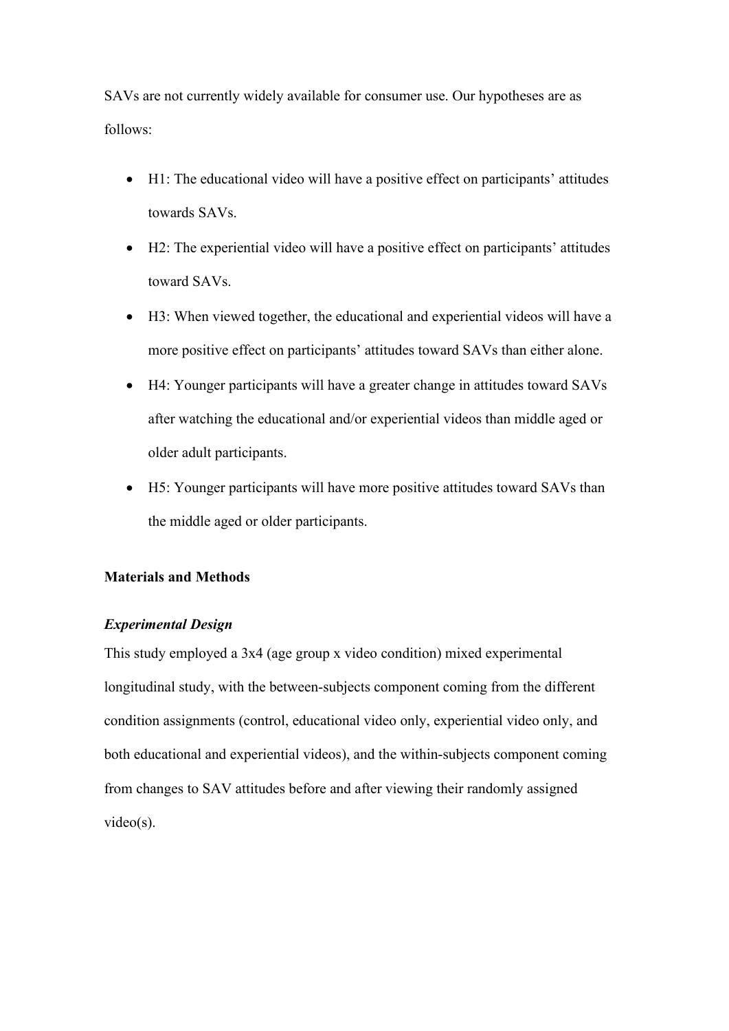SAVs are not currently widely available for consumer use. Our hypotheses are as follows:

- H1: The educational video will have a positive effect on participants' attitudes towards SAVs.
- H2: The experiential video will have a positive effect on participants' attitudes toward SAVs.
- H3: When viewed together, the educational and experiential videos will have a more positive effect on participants' attitudes toward SAVs than either alone.
- H4: Younger participants will have a greater change in attitudes toward SAVs after watching the educational and/or experiential videos than middle aged or older adult participants.
- H5: Younger participants will have more positive attitudes toward SAVs than the middle aged or older participants.

## Materials and Methods

### *Experimental Design*

This study employed a 3x4 (age group x video condition) mixed experimental longitudinal study, with the between-subjects component coming from the different condition assignments (control, educational video only, experiential video only, and both educational and experiential videos), and the within-subjects component coming from changes to SAV attitudes before and after viewing their randomly assigned video(s).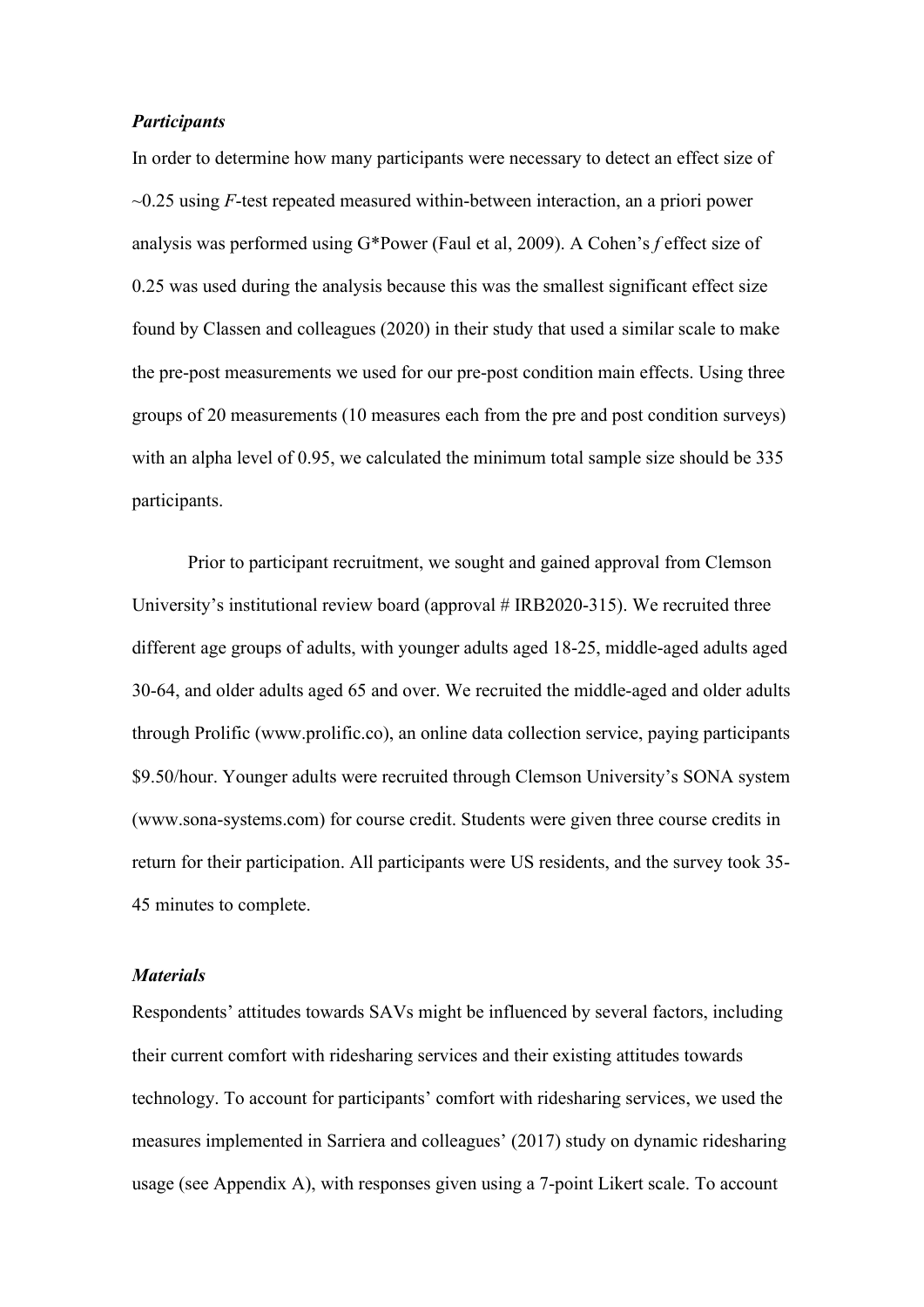### *Participants*

In order to determine how many participants were necessary to detect an effect size of ~0.25 using *F*-test repeated measured within-between interaction, an a priori power analysis was performed using G*Power (Faul et al, 2009). A Cohen's *f* effect size of 0.25 was used during the analysis because this was the smallest significant effect size found by Classen and colleagues (2020) in their study that used a similar scale to make the pre-post measurements we used for our pre-post condition main effects. Using three groups of 20 measurements (10 measures each from the pre and post condition surveys) with an alpha level of 0.95, we calculated the minimum total sample size should be 335 participants.

Prior to participant recruitment, we sought and gained approval from Clemson University's institutional review board (approval # IRB2020-315). We recruited three different age groups of adults, with younger adults aged 18-25, middle-aged adults aged 30-64, and older adults aged 65 and over. We recruited the middle-aged and older adults through Prolific (www.prolific.co), an online data collection service, paying participants $9.50/hour. Younger adults were recruited through Clemson University's SONA system (www.sona-systems.com) for course credit. Students were given three course credits in return for their participation. All participants were US residents, and the survey took 35-45 minutes to complete.

### *Materials*

Respondents' attitudes towards SAVs might be influenced by several factors, including their current comfort with ridesharing services and their existing attitudes towards technology. To account for participants' comfort with ridesharing services, we used the measures implemented in Sarriera and colleagues' (2017) study on dynamic ridesharing usage (see Appendix A), with responses given using a 7-point Likert scale. To account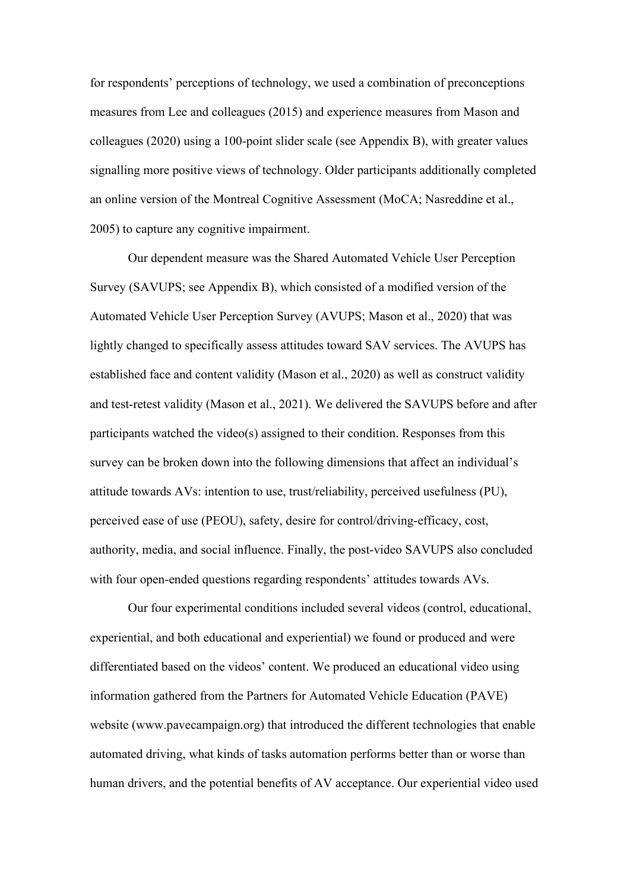for respondents' perceptions of technology, we used a combination of preconceptions measures from Lee and colleagues (2015) and experience measures from Mason and colleagues (2020) using a 100-point slider scale (see Appendix B), with greater values signalling more positive views of technology. Older participants additionally completed an online version of the Montreal Cognitive Assessment (MoCA; Nasreddine et al., 2005) to capture any cognitive impairment.

Our dependent measure was the Shared Automated Vehicle User Perception Survey (SAVUPS; see Appendix B), which consisted of a modified version of the Automated Vehicle User Perception Survey (AVUPS; Mason et al., 2020) that was lightly changed to specifically assess attitudes toward SAV services. The AVUPS has established face and content validity (Mason et al., 2020) as well as construct validity and test-retest validity (Mason et al., 2021). We delivered the SAVUPS before and after participants watched the video(s) assigned to their condition. Responses from this survey can be broken down into the following dimensions that affect an individual's attitude towards AVs: intention to use, trust/reliability, perceived usefulness (PU), perceived ease of use (PEOU), safety, desire for control/driving-efficacy, cost, authority, media, and social influence. Finally, the post-video SAVUPS also concluded with four open-ended questions regarding respondents' attitudes towards AVs.

Our four experimental conditions included several videos (control, educational, experiential, and both educational and experiential) we found or produced and were differentiated based on the videos' content. We produced an educational video using information gathered from the Partners for Automated Vehicle Education (PAVE) website (www.pavecampaign.org) that introduced the different technologies that enable automated driving, what kinds of tasks automation performs better than or worse than human drivers, and the potential benefits of AV acceptance. Our experiential video used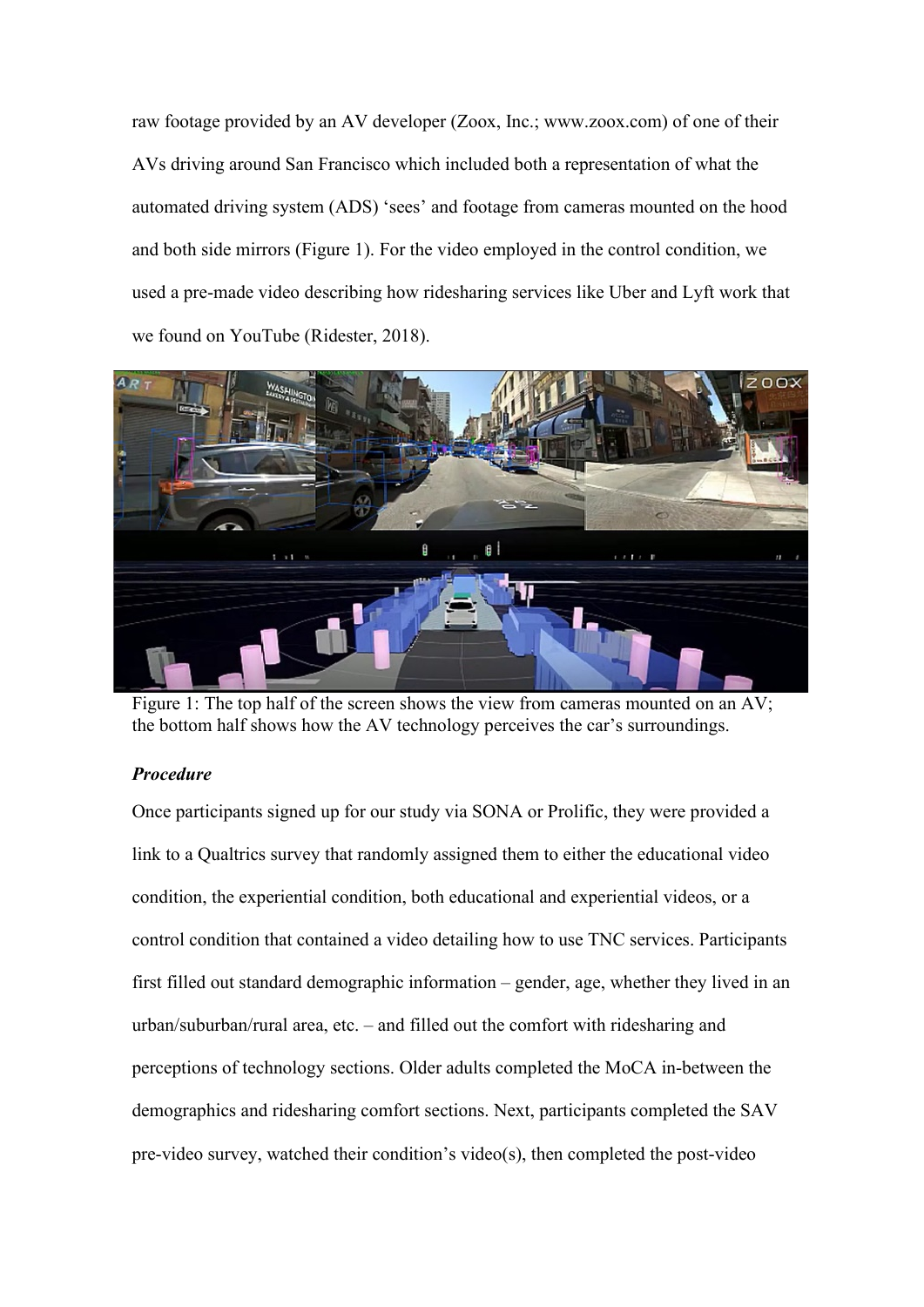raw footage provided by an AV developer (Zoox, Inc.; www.zoox.com) of one of their AVs driving around San Francisco which included both a representation of what the automated driving system (ADS) 'sees' and footage from cameras mounted on the hood and both side mirrors (Figure 1). For the video employed in the control condition, we used a pre-made video describing how ridesharing services like Uber and Lyft work that we found on YouTube (Ridester, 2018).

Figure 1: The top half of the screen shows the view from cameras mounted on an AV; the bottom half shows how the AV technology perceives the car's surroundings.

***Procedure***

Once participants signed up for our study via SONA or Prolific, they were provided a link to a Qualtrics survey that randomly assigned them to either the educational video condition, the experiential condition, both educational and experiential videos, or a control condition that contained a video detailing how to use TNC services. Participants first filled out standard demographic information – gender, age, whether they lived in an urban/suburban/rural area, etc. – and filled out the comfort with ridesharing and perceptions of technology sections. Older adults completed the MoCA in-between the demographics and ridesharing comfort sections. Next, participants completed the SAV pre-video survey, watched their condition's video(s), then completed the post-video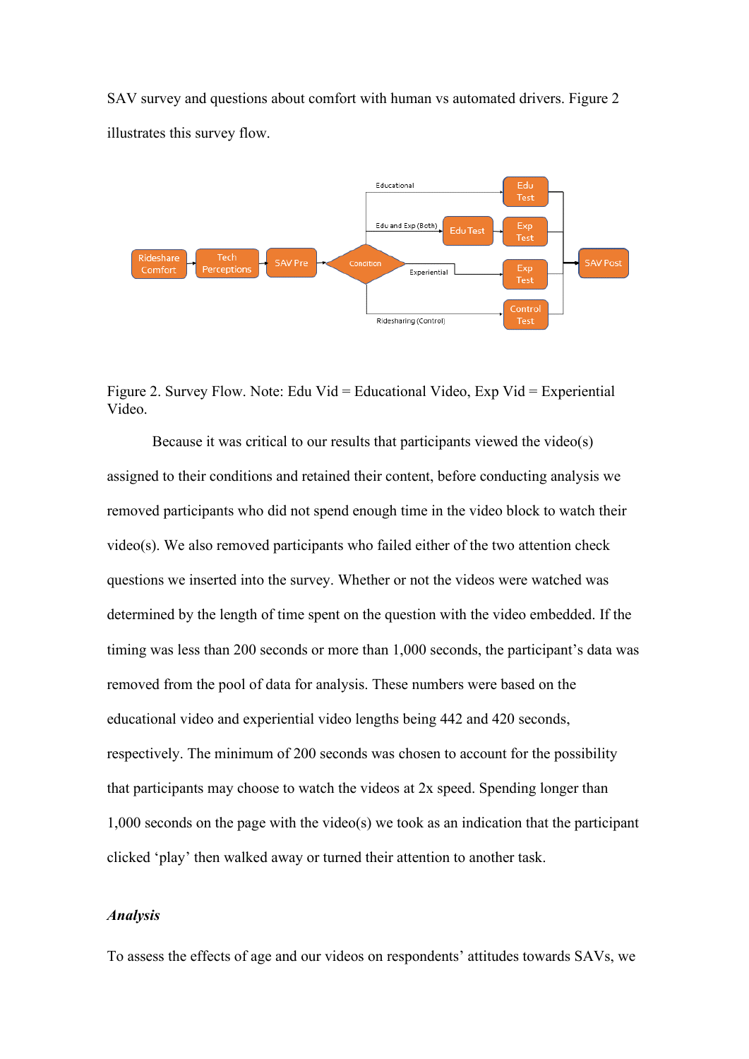SAV survey and questions about comfort with human vs automated drivers. Figure 2 illustrates this survey flow.

Figure 2. Survey Flow. Note: Edu Vid = Educational Video, Exp Vid = Experiential Video.

Because it was critical to our results that participants viewed the video(s) assigned to their conditions and retained their content, before conducting analysis we removed participants who did not spend enough time in the video block to watch their video(s). We also removed participants who failed either of the two attention check questions we inserted into the survey. Whether or not the videos were watched was determined by the length of time spent on the question with the video embedded. If the timing was less than 200 seconds or more than 1,000 seconds, the participant's data was removed from the pool of data for analysis. These numbers were based on the educational video and experiential video lengths being 442 and 420 seconds, respectively. The minimum of 200 seconds was chosen to account for the possibility that participants may choose to watch the videos at 2x speed. Spending longer than 1,000 seconds on the page with the video(s) we took as an indication that the participant clicked 'play' then walked away or turned their attention to another task.

### *Analysis*

To assess the effects of age and our videos on respondents' attitudes towards SAVs, we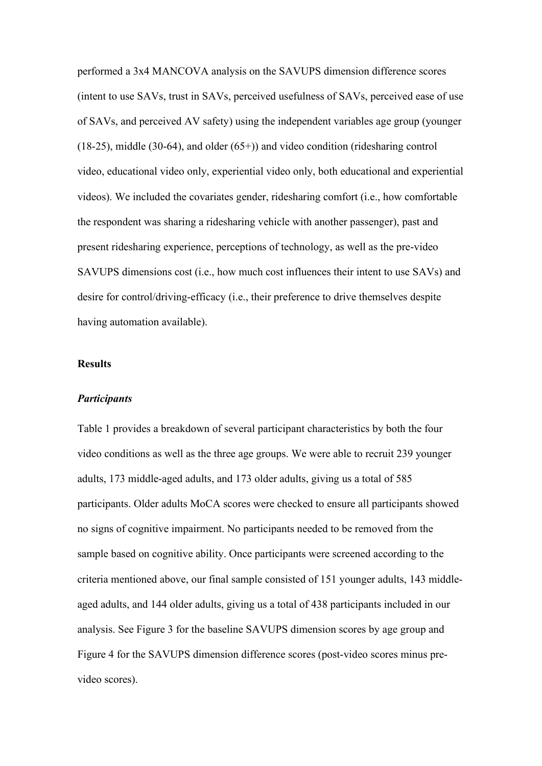performed a 3x4 MANCOVA analysis on the SAVUPS dimension difference scores (intent to use SAVs, trust in SAVs, perceived usefulness of SAVs, perceived ease of use of SAVs, and perceived AV safety) using the independent variables age group (younger (18-25), middle (30-64), and older (65+)) and video condition (ridesharing control video, educational video only, experiential video only, both educational and experiential videos). We included the covariates gender, ridesharing comfort (i.e., how comfortable the respondent was sharing a ridesharing vehicle with another passenger), past and present ridesharing experience, perceptions of technology, as well as the pre-video SAVUPS dimensions cost (i.e., how much cost influences their intent to use SAVs) and desire for control/driving-efficacy (i.e., their preference to drive themselves despite having automation available).

## Results

### *Participants*

Table 1 provides a breakdown of several participant characteristics by both the four video conditions as well as the three age groups. We were able to recruit 239 younger adults, 173 middle-aged adults, and 173 older adults, giving us a total of 585 participants. Older adults MoCA scores were checked to ensure all participants showed no signs of cognitive impairment. No participants needed to be removed from the sample based on cognitive ability. Once participants were screened according to the criteria mentioned above, our final sample consisted of 151 younger adults, 143 middle-aged adults, and 144 older adults, giving us a total of 438 participants included in our analysis. See Figure 3 for the baseline SAVUPS dimension scores by age group and Figure 4 for the SAVUPS dimension difference scores (post-video scores minus pre-video scores).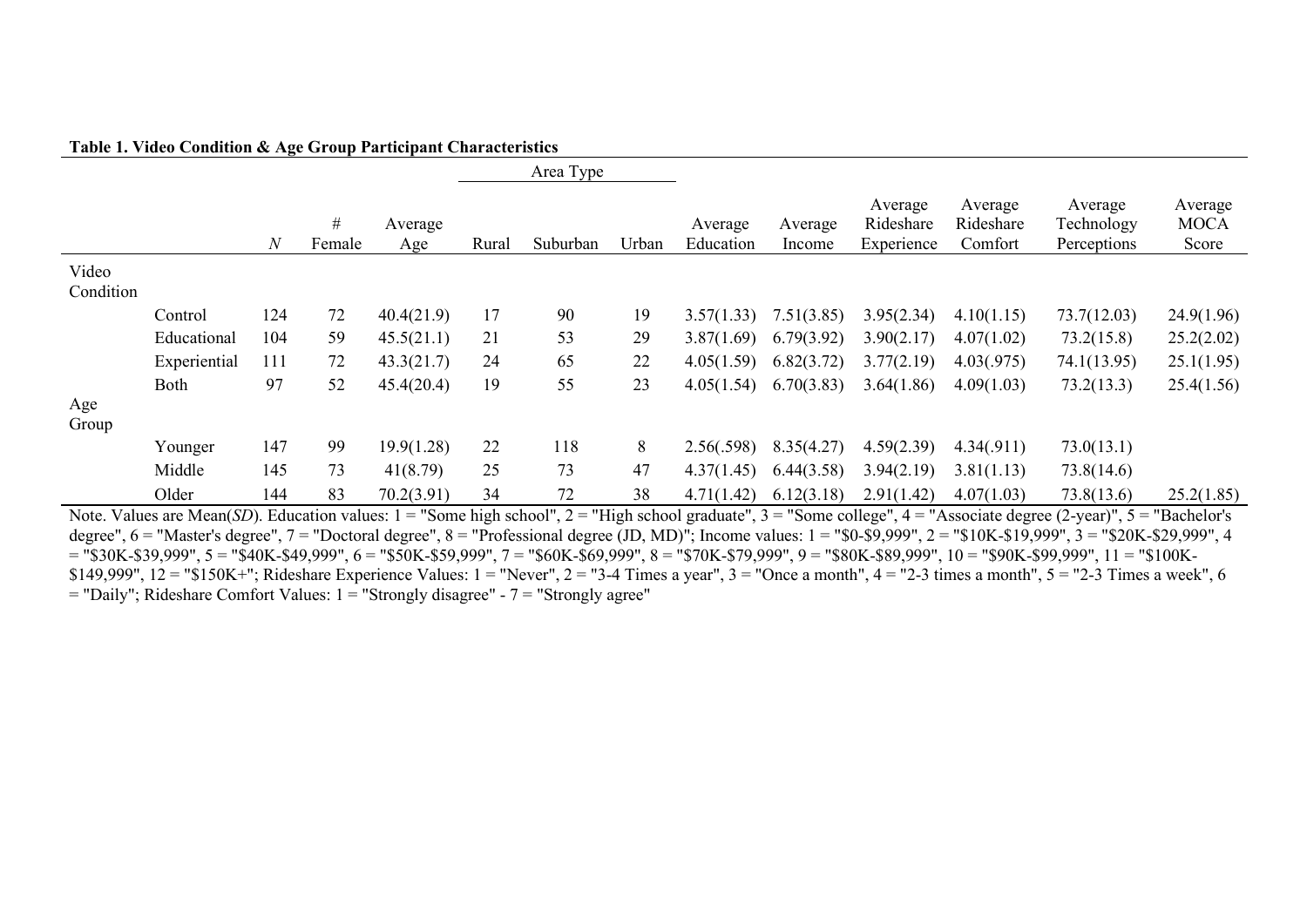**Table 1. Video Condition & Age Group Participant Characteristics**

| | | | | | Area Type | | | | | | | | |
|---|---|---|---|---|---|---|---|---|---|---|---|---|---|
| | | *N* | # Female | Average Age | Rural | Suburban | Urban | Average Education | Average Income | Average Rideshare Experience | Average Rideshare Comfort | Average Technology Perceptions | Average MOCA Score |
| Video Condition | | | | | | | | | | | | | |
| | Control | 124 | 72 | 40.4(21.9) | 17 | 90 | 19 | 3.57(1.33) | 7.51(3.85) | 3.95(2.34) | 4.10(1.15) | 73.7(12.03) | 24.9(1.96) |
| | Educational | 104 | 59 | 45.5(21.1) | 21 | 53 | 29 | 3.87(1.69) | 6.79(3.92) | 3.90(2.17) | 4.07(1.02) | 73.2(15.8) | 25.2(2.02) |
| | Experiential | 111 | 72 | 43.3(21.7) | 24 | 65 | 22 | 4.05(1.59) | 6.82(3.72) | 3.77(2.19) | 4.03(.975) | 74.1(13.95) | 25.1(1.95) |
| | Both | 97 | 52 | 45.4(20.4) | 19 | 55 | 23 | 4.05(1.54) | 6.70(3.83) | 3.64(1.86) | 4.09(1.03) | 73.2(13.3) | 25.4(1.56) |
| Age Group | | | | | | | | | | | | | |
| | Younger | 147 | 99 | 19.9(1.28) | 22 | 118 | 8 | 2.56(.598) | 8.35(4.27) | 4.59(2.39) | 4.34(.911) | 73.0(13.1) | |
| | Middle | 145 | 73 | 41(8.79) | 25 | 73 | 47 | 4.37(1.45) | 6.44(3.58) | 3.94(2.19) | 3.81(1.13) | 73.8(14.6) | |
| | Older | 144 | 83 | 70.2(3.91) | 34 | 72 | 38 | 4.71(1.42) | 6.12(3.18) | 2.91(1.42) | 4.07(1.03) | 73.8(13.6) | 25.2(1.85) |

Note. Values are Mean(*SD*). Education values: 1 = "Some high school", 2 = "High school graduate", 3 = "Some college", 4 = "Associate degree (2-year)", 5 = "Bachelor's degree", 6 = "Master's degree", 7 = "Doctoral degree", 8 = "Professional degree (JD, MD)"; Income values: 1 = "$0-$9,999", 2 = "$10K-$19,999", 3 = "$20K-$29,999", 4 = "$30K-$39,999", 5 = "$40K-$49,999", 6 = "$50K-$59,999", 7 = "$60K-$69,999", 8 = "$70K-$79,999", 9 = "$80K-$89,999", 10 = "$90K-$99,999", 11 = "$100K-$149,999", 12 = "$150K+"; Rideshare Experience Values: 1 = "Never", 2 = "3-4 Times a year", 3 = "Once a month", 4 = "2-3 times a month", 5 = "2-3 Times a week", 6 = "Daily"; Rideshare Comfort Values: 1 = "Strongly disagree" - 7 = "Strongly agree"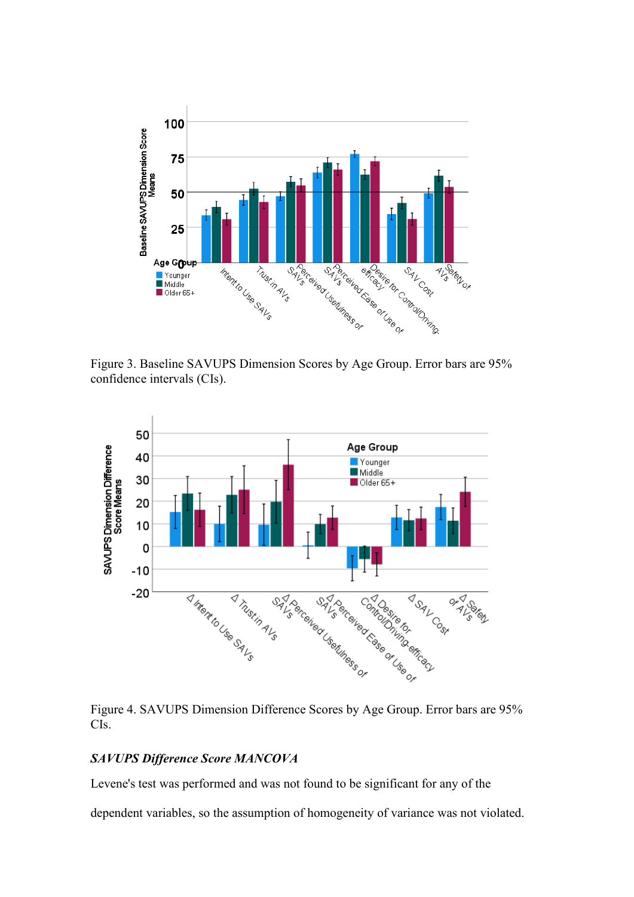Figure 3. Baseline SAVUPS Dimension Scores by Age Group. Error bars are 95% confidence intervals (CIs).

Figure 4. SAVUPS Dimension Difference Scores by Age Group. Error bars are 95% CIs.

### *SAVUPS Difference Score MANCOVA*

Levene's test was performed and was not found to be significant for any of the dependent variables, so the assumption of homogeneity of variance was not violated.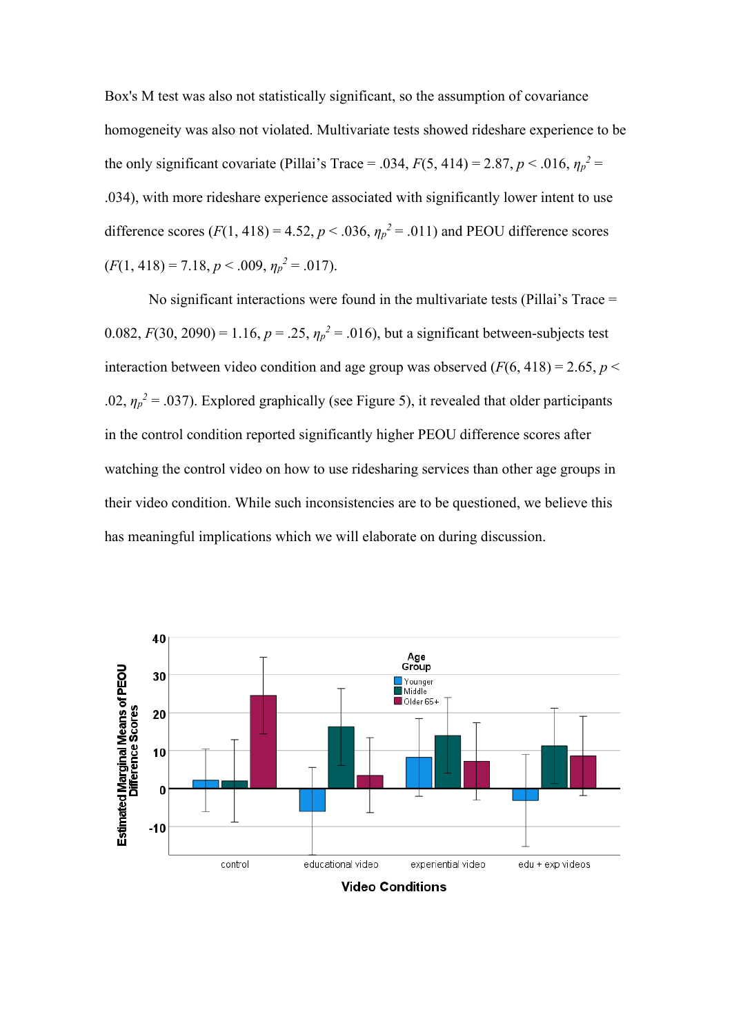Box's M test was also not statistically significant, so the assumption of covariance homogeneity was also not violated. Multivariate tests showed rideshare experience to be the only significant covariate (Pillai's Trace = .034, $F(5, 414) = 2.87$, $p < .016$, $\eta_p^2 = .034$), with more rideshare experience associated with significantly lower intent to use difference scores ($F(1, 418) = 4.52$, $p < .036$, $\eta_p^2 = .011$) and PEOU difference scores ($F(1, 418) = 7.18$, $p < .009$, $\eta_p^2 = .017$).

No significant interactions were found in the multivariate tests (Pillai's Trace = 0.082, $F(30, 2090) = 1.16$, $p = .25$, $\eta_p^2 = .016$), but a significant between-subjects test interaction between video condition and age group was observed ($F(6, 418) = 2.65$, $p < .02$, $\eta_p^2 = .037$). Explored graphically (see Figure 5), it revealed that older participants in the control condition reported significantly higher PEOU difference scores after watching the control video on how to use ridesharing services than other age groups in their video condition. While such inconsistencies are to be questioned, we believe this has meaningful implications which we will elaborate on during discussion.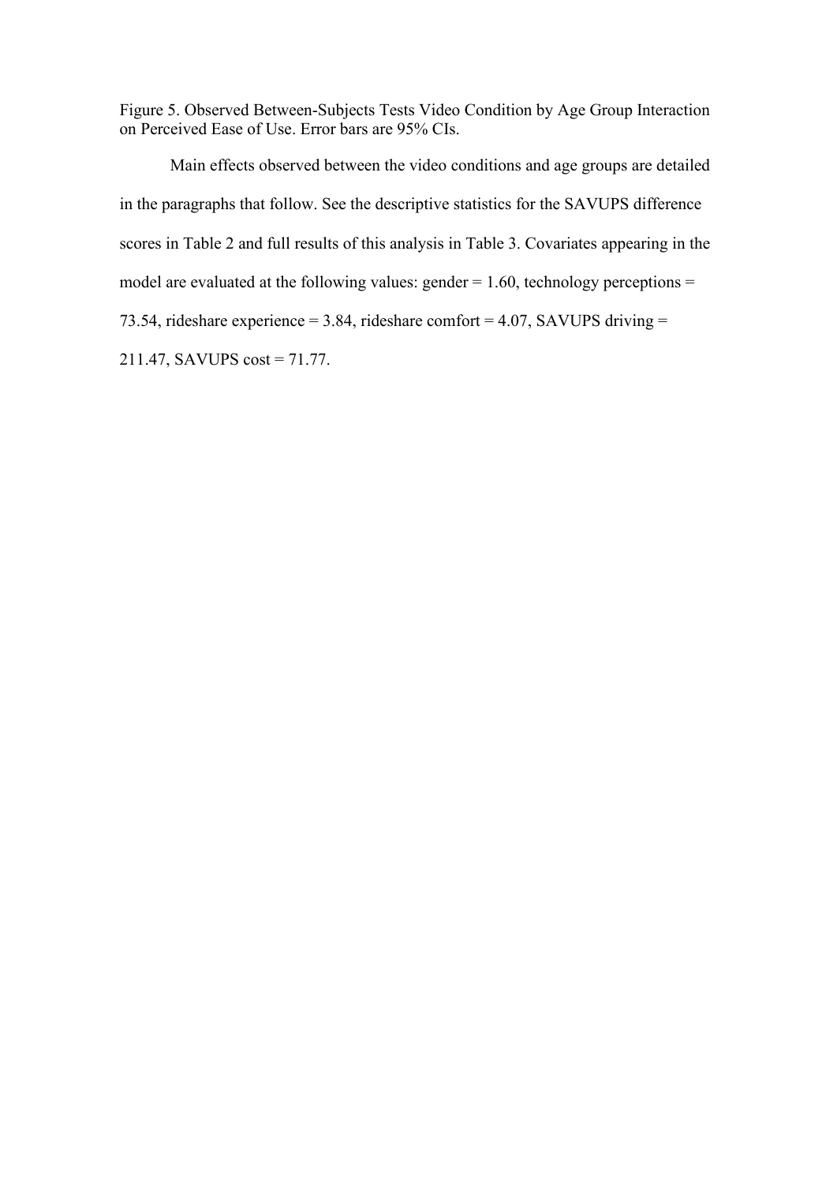Figure 5. Observed Between-Subjects Tests Video Condition by Age Group Interaction on Perceived Ease of Use. Error bars are 95% CIs.

Main effects observed between the video conditions and age groups are detailed in the paragraphs that follow. See the descriptive statistics for the SAVUPS difference scores in Table 2 and full results of this analysis in Table 3. Covariates appearing in the model are evaluated at the following values: gender = 1.60, technology perceptions = 73.54, rideshare experience = 3.84, rideshare comfort = 4.07, SAVUPS driving = 211.47, SAVUPS cost = 71.77.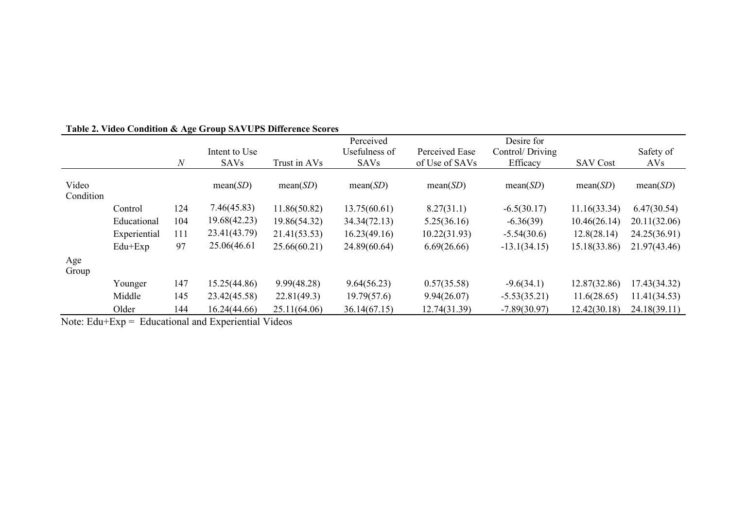**Table 2. Video Condition & Age Group SAVUPS Difference Scores**

| | | *N* | Intent to Use SAVs | Trust in AVs | Perceived Usefulness of SAVs | Perceived Ease of Use of SAVs | Desire for Control/ Driving Efficacy | SAV Cost | Safety of AVs |
|---|---|---|---|---|---|---|---|---|---|
| Video Condition | | | mean(*SD*) | mean(*SD*) | mean(*SD*) | mean(*SD*) | mean(*SD*) | mean(*SD*) | mean(*SD*) |
| | Control | 124 | 7.46(45.83) | 11.86(50.82) | 13.75(60.61) | 8.27(31.1) | -6.5(30.17) | 11.16(33.34) | 6.47(30.54) |
| | Educational | 104 | 19.68(42.23) | 19.86(54.32) | 34.34(72.13) | 5.25(36.16) | -6.36(39) | 10.46(26.14) | 20.11(32.06) |
| | Experiential | 111 | 23.41(43.79) | 21.41(53.53) | 16.23(49.16) | 10.22(31.93) | -5.54(30.6) | 12.8(28.14) | 24.25(36.91) |
| | Edu+Exp | 97 | 25.06(46.61 | 25.66(60.21) | 24.89(60.64) | 6.69(26.66) | -13.1(34.15) | 15.18(33.86) | 21.97(43.46) |
| Age Group | | | | | | | | | |
| | Younger | 147 | 15.25(44.86) | 9.99(48.28) | 9.64(56.23) | 0.57(35.58) | -9.6(34.1) | 12.87(32.86) | 17.43(34.32) |
| | Middle | 145 | 23.42(45.58) | 22.81(49.3) | 19.79(57.6) | 9.94(26.07) | -5.53(35.21) | 11.6(28.65) | 11.41(34.53) |
| | Older | 144 | 16.24(44.66) | 25.11(64.06) | 36.14(67.15) | 12.74(31.39) | -7.89(30.97) | 12.42(30.18) | 24.18(39.11) |

Note: Edu+Exp = Educational and Experiential Videos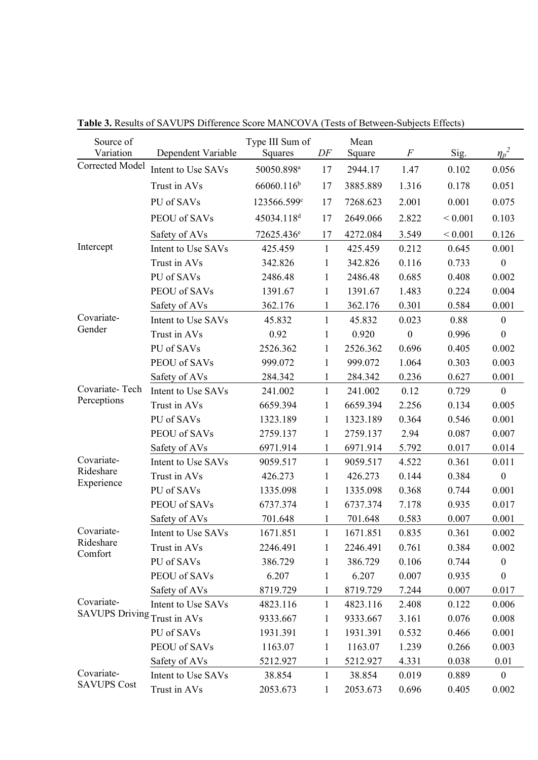**Table 3.** Results of SAVUPS Difference Score MANCOVA (Tests of Between-Subjects Effects)

| Source of Variation | Dependent Variable | Type III Sum of Squares | *DF* | Mean Square | *F* | Sig. | $\eta_p^2$ |
|---|---|---|---|---|---|---|---|
| Corrected Model | Intent to Use SAVs | 50050.898[a] | 17 | 2944.17 | 1.47 | 0.102 | 0.056 |
| | Trust in AVs | 66060.116[b] | 17 | 3885.889 | 1.316 | 0.178 | 0.051 |
| | PU of SAVs | 123566.599[c] | 17 | 7268.623 | 2.001 | 0.001 | 0.075 |
| | PEOU of SAVs | 45034.118[d] | 17 | 2649.066 | 2.822 | < 0.001 | 0.103 |
| | Safety of AVs | 72625.436[e] | 17 | 4272.084 | 3.549 | < 0.001 | 0.126 |
| Intercept | Intent to Use SAVs | 425.459 | 1 | 425.459 | 0.212 | 0.645 | 0.001 |
| | Trust in AVs | 342.826 | 1 | 342.826 | 0.116 | 0.733 | 0 |
| | PU of SAVs | 2486.48 | 1 | 2486.48 | 0.685 | 0.408 | 0.002 |
| | PEOU of SAVs | 1391.67 | 1 | 1391.67 | 1.483 | 0.224 | 0.004 |
| | Safety of AVs | 362.176 | 1 | 362.176 | 0.301 | 0.584 | 0.001 |
| Covariate-Gender | Intent to Use SAVs | 45.832 | 1 | 45.832 | 0.023 | 0.88 | 0 |
| | Trust in AVs | 0.92 | 1 | 0.920 | 0 | 0.996 | 0 |
| | PU of SAVs | 2526.362 | 1 | 2526.362 | 0.696 | 0.405 | 0.002 |
| | PEOU of SAVs | 999.072 | 1 | 999.072 | 1.064 | 0.303 | 0.003 |
| | Safety of AVs | 284.342 | 1 | 284.342 | 0.236 | 0.627 | 0.001 |
| Covariate- Tech Perceptions | Intent to Use SAVs | 241.002 | 1 | 241.002 | 0.12 | 0.729 | 0 |
| | Trust in AVs | 6659.394 | 1 | 6659.394 | 2.256 | 0.134 | 0.005 |
| | PU of SAVs | 1323.189 | 1 | 1323.189 | 0.364 | 0.546 | 0.001 |
| | PEOU of SAVs | 2759.137 | 1 | 2759.137 | 2.94 | 0.087 | 0.007 |
| | Safety of AVs | 6971.914 | 1 | 6971.914 | 5.792 | 0.017 | 0.014 |
| Covariate-Rideshare Experience | Intent to Use SAVs | 9059.517 | 1 | 9059.517 | 4.522 | 0.361 | 0.011 |
| | Trust in AVs | 426.273 | 1 | 426.273 | 0.144 | 0.384 | 0 |
| | PU of SAVs | 1335.098 | 1 | 1335.098 | 0.368 | 0.744 | 0.001 |
| | PEOU of SAVs | 6737.374 | 1 | 6737.374 | 7.178 | 0.935 | 0.017 |
| | Safety of AVs | 701.648 | 1 | 701.648 | 0.583 | 0.007 | 0.001 |
| Covariate-Rideshare Comfort | Intent to Use SAVs | 1671.851 | 1 | 1671.851 | 0.835 | 0.361 | 0.002 |
| | Trust in AVs | 2246.491 | 1 | 2246.491 | 0.761 | 0.384 | 0.002 |
| | PU of SAVs | 386.729 | 1 | 386.729 | 0.106 | 0.744 | 0 |
| | PEOU of SAVs | 6.207 | 1 | 6.207 | 0.007 | 0.935 | 0 |
| | Safety of AVs | 8719.729 | 1 | 8719.729 | 7.244 | 0.007 | 0.017 |
| Covariate-SAVUPS Driving | Intent to Use SAVs | 4823.116 | 1 | 4823.116 | 2.408 | 0.122 | 0.006 |
| | Trust in AVs | 9333.667 | 1 | 9333.667 | 3.161 | 0.076 | 0.008 |
| | PU of SAVs | 1931.391 | 1 | 1931.391 | 0.532 | 0.466 | 0.001 |
| | PEOU of SAVs | 1163.07 | 1 | 1163.07 | 1.239 | 0.266 | 0.003 |
| | Safety of AVs | 5212.927 | 1 | 5212.927 | 4.331 | 0.038 | 0.01 |
| Covariate-SAVUPS Cost | Intent to Use SAVs | 38.854 | 1 | 38.854 | 0.019 | 0.889 | 0 |
| | Trust in AVs | 2053.673 | 1 | 2053.673 | 0.696 | 0.405 | 0.002 |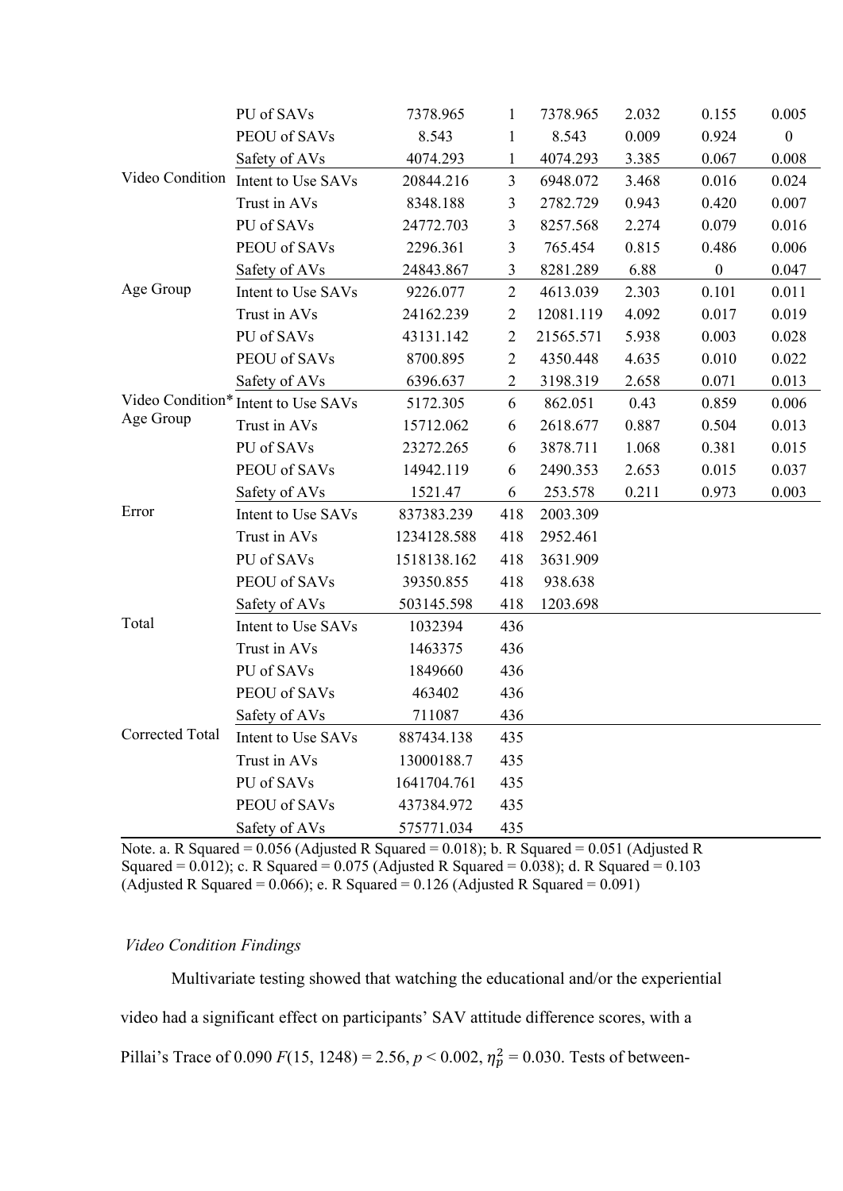| | | | | | | | |
|---|---|---|---|---|---|---|---|
| | PU of SAVs | 7378.965 | 1 | 7378.965 | 2.032 | 0.155 | 0.005 |
| | PEOU of SAVs | 8.543 | 1 | 8.543 | 0.009 | 0.924 | 0 |
| | Safety of AVs | 4074.293 | 1 | 4074.293 | 3.385 | 0.067 | 0.008 |
| Video Condition | Intent to Use SAVs | 20844.216 | 3 | 6948.072 | 3.468 | 0.016 | 0.024 |
| | Trust in AVs | 8348.188 | 3 | 2782.729 | 0.943 | 0.420 | 0.007 |
| | PU of SAVs | 24772.703 | 3 | 8257.568 | 2.274 | 0.079 | 0.016 |
| | PEOU of SAVs | 2296.361 | 3 | 765.454 | 0.815 | 0.486 | 0.006 |
| | Safety of AVs | 24843.867 | 3 | 8281.289 | 6.88 | 0 | 0.047 |
| Age Group | Intent to Use SAVs | 9226.077 | 2 | 4613.039 | 2.303 | 0.101 | 0.011 |
| | Trust in AVs | 24162.239 | 2 | 12081.119 | 4.092 | 0.017 | 0.019 |
| | PU of SAVs | 43131.142 | 2 | 21565.571 | 5.938 | 0.003 | 0.028 |
| | PEOU of SAVs | 8700.895 | 2 | 4350.448 | 4.635 | 0.010 | 0.022 |
| | Safety of AVs | 6396.637 | 2 | 3198.319 | 2.658 | 0.071 | 0.013 |
| Video Condition* Age Group | Intent to Use SAVs | 5172.305 | 6 | 862.051 | 0.43 | 0.859 | 0.006 |
| | Trust in AVs | 15712.062 | 6 | 2618.677 | 0.887 | 0.504 | 0.013 |
| | PU of SAVs | 23272.265 | 6 | 3878.711 | 1.068 | 0.381 | 0.015 |
| | PEOU of SAVs | 14942.119 | 6 | 2490.353 | 2.653 | 0.015 | 0.037 |
| | Safety of AVs | 1521.47 | 6 | 253.578 | 0.211 | 0.973 | 0.003 |
| Error | Intent to Use SAVs | 837383.239 | 418 | 2003.309 | | | |
| | Trust in AVs | 1234128.588 | 418 | 2952.461 | | | |
| | PU of SAVs | 1518138.162 | 418 | 3631.909 | | | |
| | PEOU of SAVs | 39350.855 | 418 | 938.638 | | | |
| | Safety of AVs | 503145.598 | 418 | 1203.698 | | | |
| Total | Intent to Use SAVs | 1032394 | 436 | | | | |
| | Trust in AVs | 1463375 | 436 | | | | |
| | PU of SAVs | 1849660 | 436 | | | | |
| | PEOU of SAVs | 463402 | 436 | | | | |
| | Safety of AVs | 711087 | 436 | | | | |
| Corrected Total | Intent to Use SAVs | 887434.138 | 435 | | | | |
| | Trust in AVs | 13000188.7 | 435 | | | | |
| | PU of SAVs | 1641704.761 | 435 | | | | |
| | PEOU of SAVs | 437384.972 | 435 | | | | |
| | Safety of AVs | 575771.034 | 435 | | | | |

Note. a. R Squared = 0.056 (Adjusted R Squared = 0.018); b. R Squared = 0.051 (Adjusted R Squared = 0.012); c. R Squared = 0.075 (Adjusted R Squared = 0.038); d. R Squared = 0.103 (Adjusted R Squared = 0.066); e. R Squared = 0.126 (Adjusted R Squared = 0.091)

*Video Condition Findings*

Multivariate testing showed that watching the educational and/or the experiential video had a significant effect on participants' SAV attitude difference scores, with a Pillai's Trace of 0.090 $F(15, 1248) = 2.56$, $p < 0.002$, $\eta_p^2 = 0.030$. Tests of between-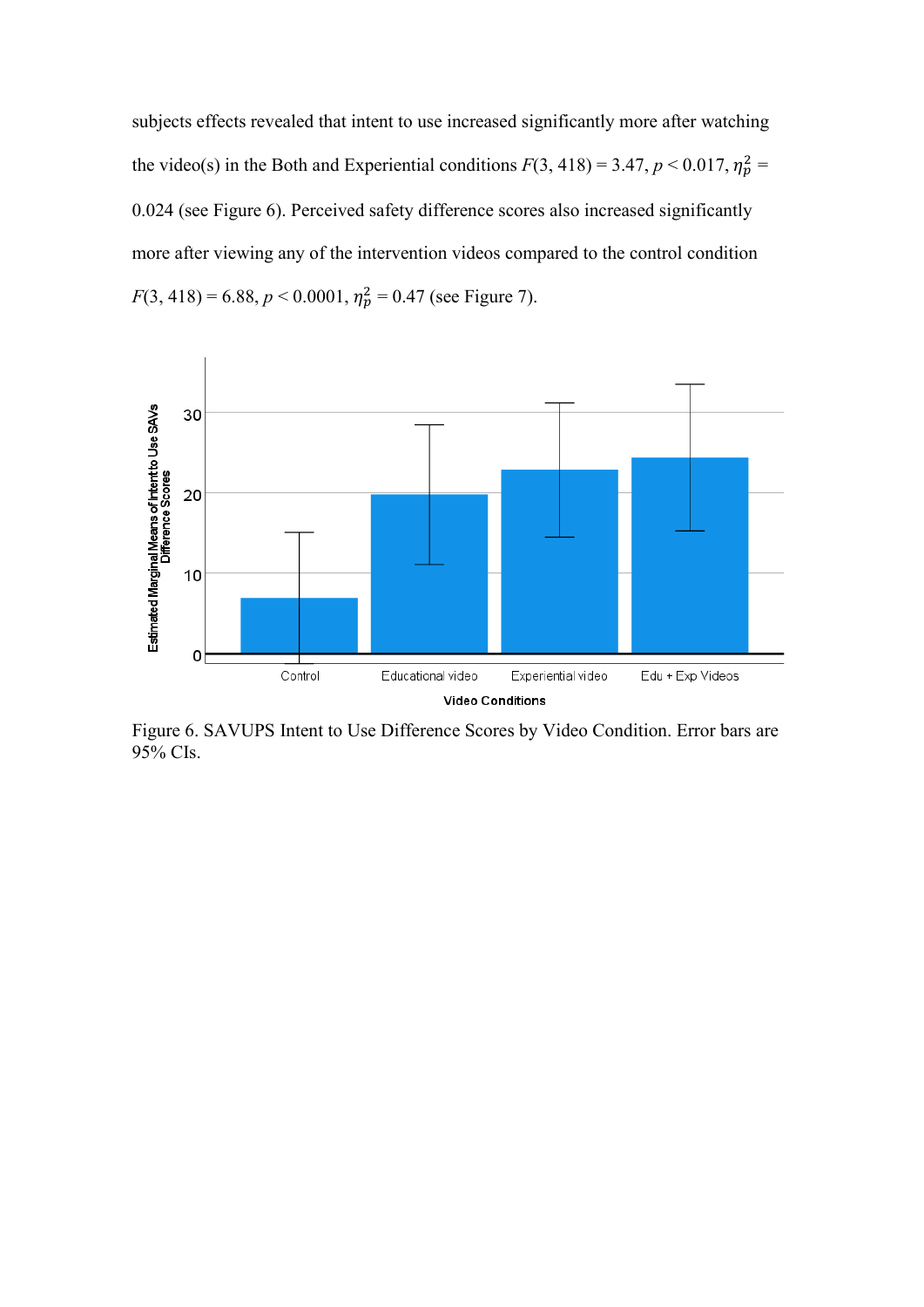subjects effects revealed that intent to use increased significantly more after watching the video(s) in the Both and Experiential conditions $F(3, 418) = 3.47$, $p < 0.017$, $\eta_p^2 = 0.024$ (see Figure 6). Perceived safety difference scores also increased significantly more after viewing any of the intervention videos compared to the control condition $F(3, 418) = 6.88$, $p < 0.0001$, $\eta_p^2 = 0.47$ (see Figure 7).

Figure 6. SAVUPS Intent to Use Difference Scores by Video Condition. Error bars are 95% CIs.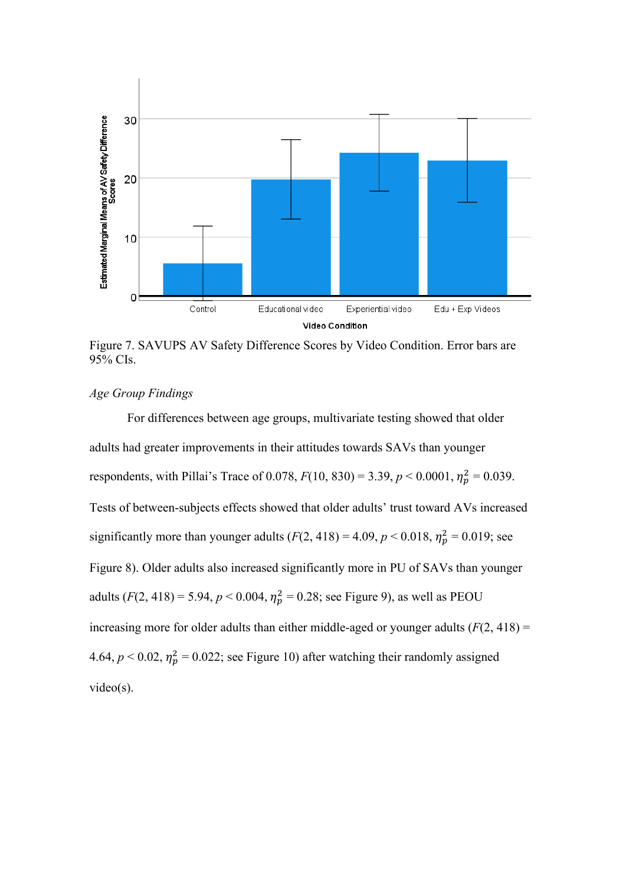Figure 7. SAVUPS AV Safety Difference Scores by Video Condition. Error bars are 95% CIs.

*Age Group Findings*

For differences between age groups, multivariate testing showed that older adults had greater improvements in their attitudes towards SAVs than younger respondents, with Pillai's Trace of 0.078, $F(10, 830) = 3.39$, $p < 0.0001$, $\eta_p^2 = 0.039$. Tests of between-subjects effects showed that older adults' trust toward AVs increased significantly more than younger adults ($F(2, 418) = 4.09$, $p < 0.018$, $\eta_p^2 = 0.019$; see Figure 8). Older adults also increased significantly more in PU of SAVs than younger adults ($F(2, 418) = 5.94$, $p < 0.004$, $\eta_p^2 = 0.28$; see Figure 9), as well as PEOU increasing more for older adults than either middle-aged or younger adults ($F(2, 418) = 4.64$, $p < 0.02$, $\eta_p^2 = 0.022$; see Figure 10) after watching their randomly assigned video(s).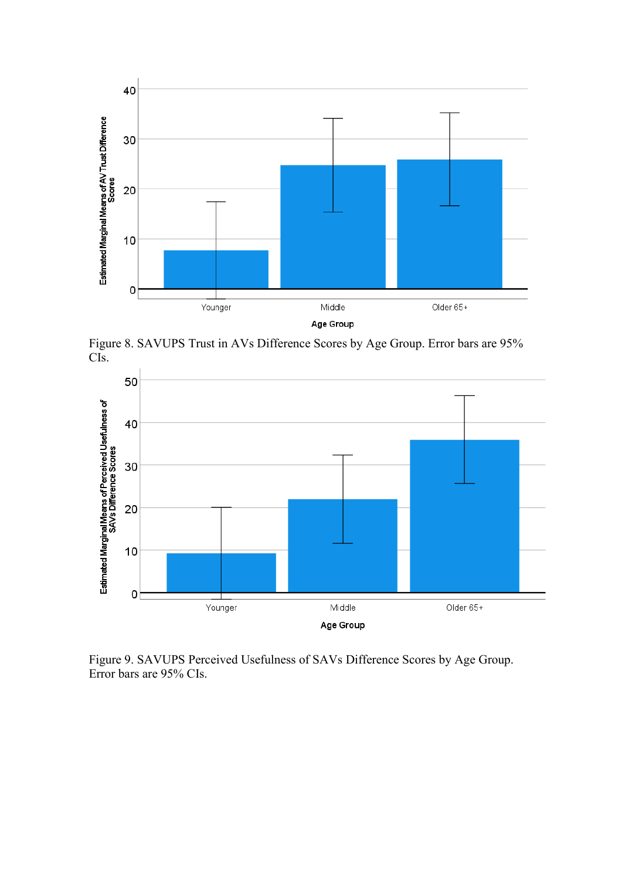Figure 8. SAVUPS Trust in AVs Difference Scores by Age Group. Error bars are 95% CIs.

Figure 9. SAVUPS Perceived Usefulness of SAVs Difference Scores by Age Group. Error bars are 95% CIs.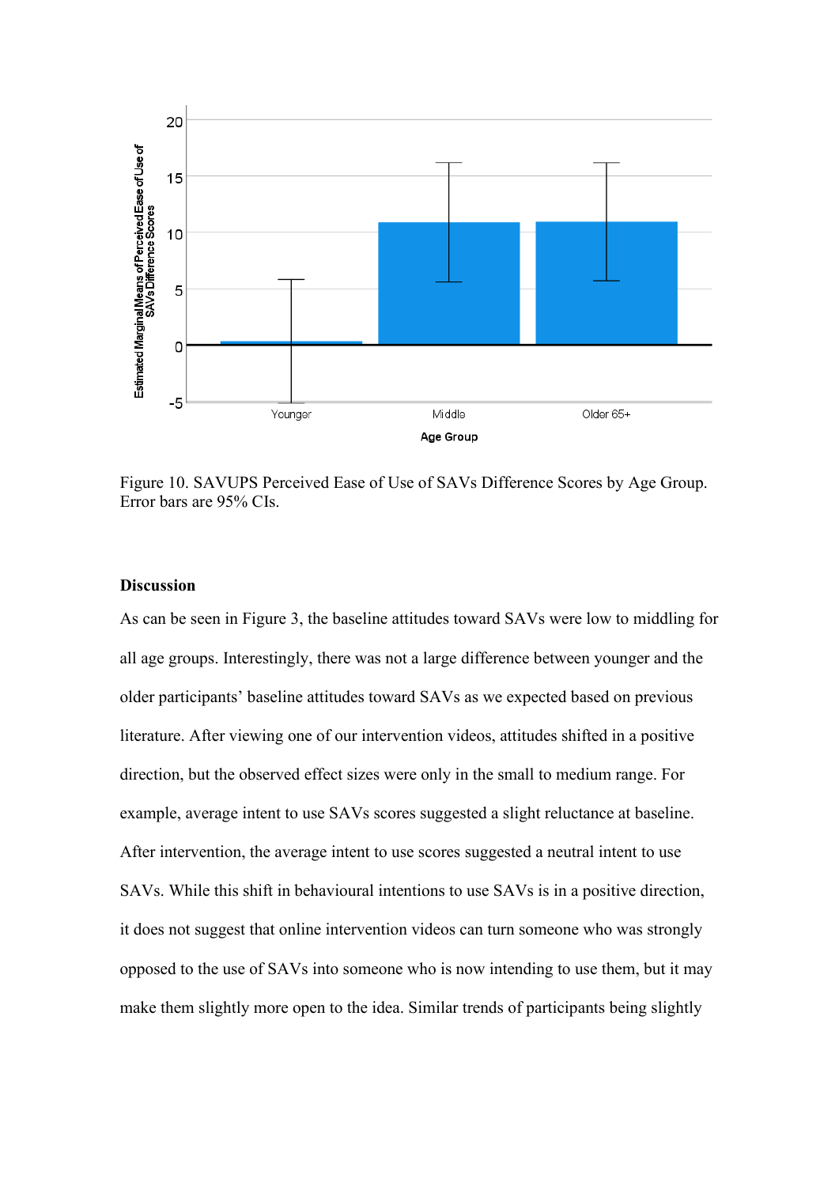Figure 10. SAVUPS Perceived Ease of Use of SAVs Difference Scores by Age Group. Error bars are 95% CIs.

### Discussion

As can be seen in Figure 3, the baseline attitudes toward SAVs were low to middling for all age groups. Interestingly, there was not a large difference between younger and the older participants' baseline attitudes toward SAVs as we expected based on previous literature. After viewing one of our intervention videos, attitudes shifted in a positive direction, but the observed effect sizes were only in the small to medium range. For example, average intent to use SAVs scores suggested a slight reluctance at baseline. After intervention, the average intent to use scores suggested a neutral intent to use SAVs. While this shift in behavioural intentions to use SAVs is in a positive direction, it does not suggest that online intervention videos can turn someone who was strongly opposed to the use of SAVs into someone who is now intending to use them, but it may make them slightly more open to the idea. Similar trends of participants being slightly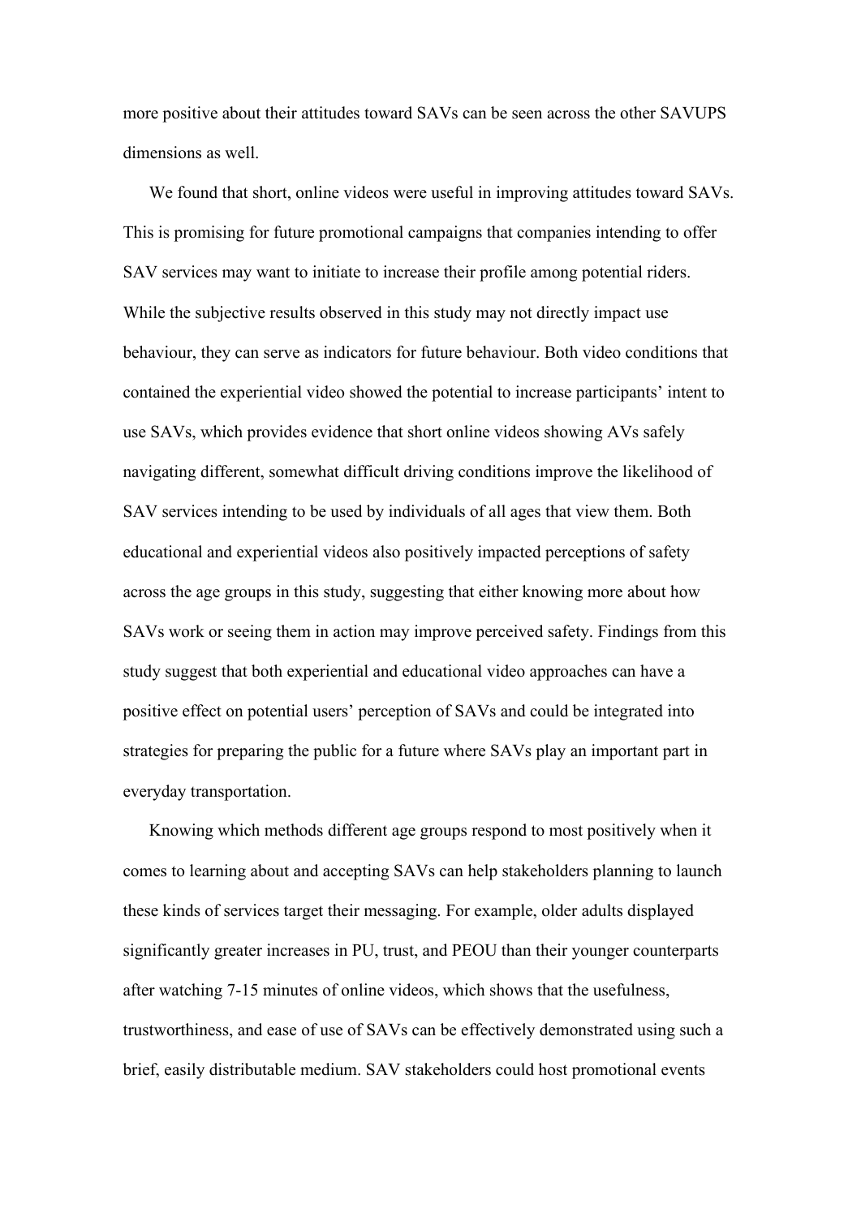more positive about their attitudes toward SAVs can be seen across the other SAVUPS dimensions as well.

We found that short, online videos were useful in improving attitudes toward SAVs. This is promising for future promotional campaigns that companies intending to offer SAV services may want to initiate to increase their profile among potential riders. While the subjective results observed in this study may not directly impact use behaviour, they can serve as indicators for future behaviour. Both video conditions that contained the experiential video showed the potential to increase participants' intent to use SAVs, which provides evidence that short online videos showing AVs safely navigating different, somewhat difficult driving conditions improve the likelihood of SAV services intending to be used by individuals of all ages that view them. Both educational and experiential videos also positively impacted perceptions of safety across the age groups in this study, suggesting that either knowing more about how SAVs work or seeing them in action may improve perceived safety. Findings from this study suggest that both experiential and educational video approaches can have a positive effect on potential users' perception of SAVs and could be integrated into strategies for preparing the public for a future where SAVs play an important part in everyday transportation.

Knowing which methods different age groups respond to most positively when it comes to learning about and accepting SAVs can help stakeholders planning to launch these kinds of services target their messaging. For example, older adults displayed significantly greater increases in PU, trust, and PEOU than their younger counterparts after watching 7-15 minutes of online videos, which shows that the usefulness, trustworthiness, and ease of use of SAVs can be effectively demonstrated using such a brief, easily distributable medium. SAV stakeholders could host promotional events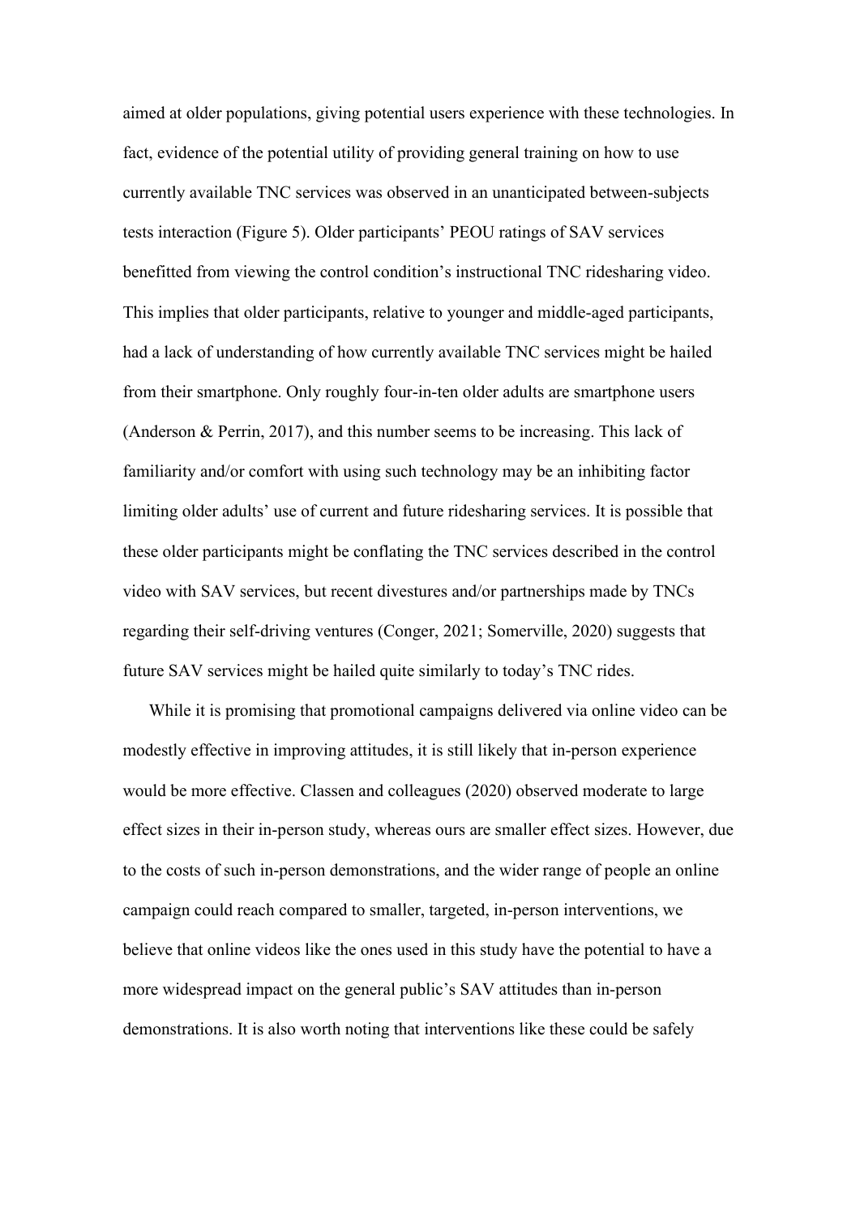aimed at older populations, giving potential users experience with these technologies. In fact, evidence of the potential utility of providing general training on how to use currently available TNC services was observed in an unanticipated between-subjects tests interaction (Figure 5). Older participants' PEOU ratings of SAV services benefitted from viewing the control condition's instructional TNC ridesharing video. This implies that older participants, relative to younger and middle-aged participants, had a lack of understanding of how currently available TNC services might be hailed from their smartphone. Only roughly four-in-ten older adults are smartphone users (Anderson & Perrin, 2017), and this number seems to be increasing. This lack of familiarity and/or comfort with using such technology may be an inhibiting factor limiting older adults' use of current and future ridesharing services. It is possible that these older participants might be conflating the TNC services described in the control video with SAV services, but recent divestures and/or partnerships made by TNCs regarding their self-driving ventures (Conger, 2021; Somerville, 2020) suggests that future SAV services might be hailed quite similarly to today's TNC rides.

While it is promising that promotional campaigns delivered via online video can be modestly effective in improving attitudes, it is still likely that in-person experience would be more effective. Classen and colleagues (2020) observed moderate to large effect sizes in their in-person study, whereas ours are smaller effect sizes. However, due to the costs of such in-person demonstrations, and the wider range of people an online campaign could reach compared to smaller, targeted, in-person interventions, we believe that online videos like the ones used in this study have the potential to have a more widespread impact on the general public's SAV attitudes than in-person demonstrations. It is also worth noting that interventions like these could be safely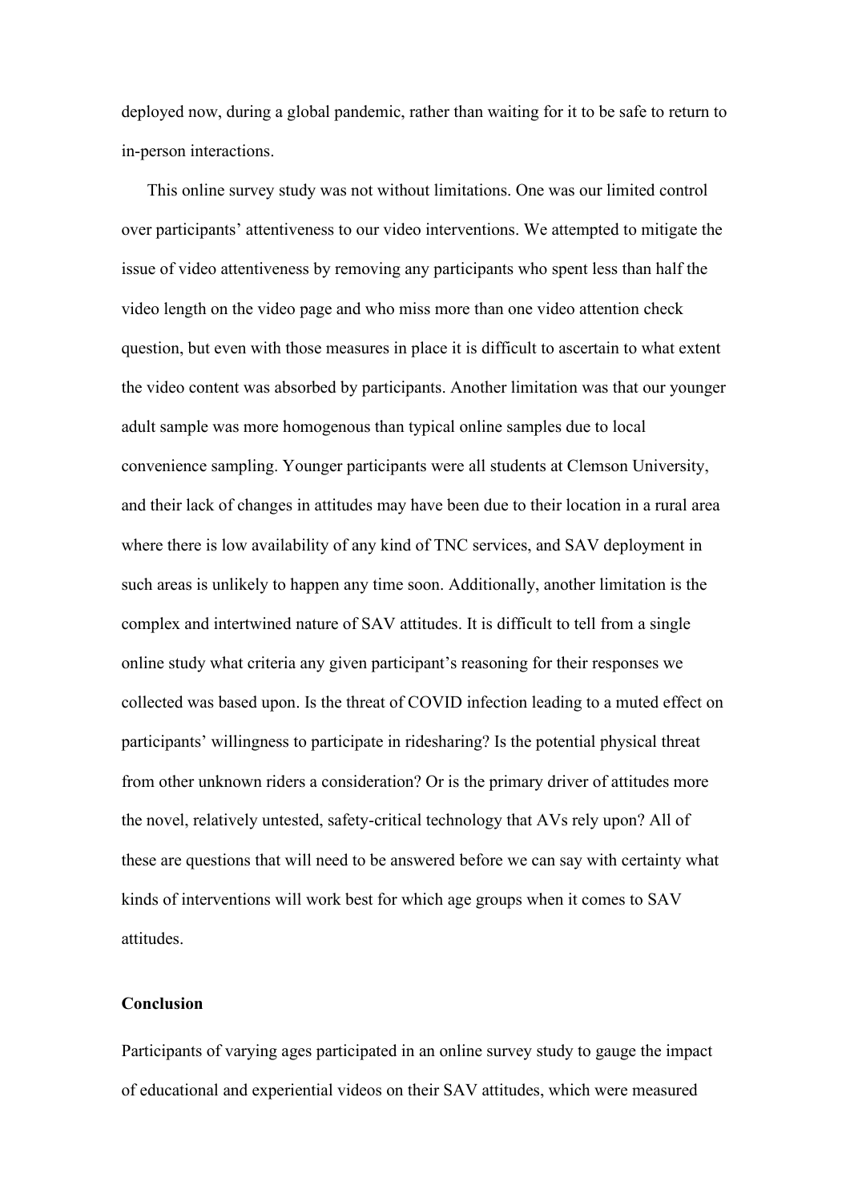deployed now, during a global pandemic, rather than waiting for it to be safe to return to in-person interactions.

This online survey study was not without limitations. One was our limited control over participants' attentiveness to our video interventions. We attempted to mitigate the issue of video attentiveness by removing any participants who spent less than half the video length on the video page and who miss more than one video attention check question, but even with those measures in place it is difficult to ascertain to what extent the video content was absorbed by participants. Another limitation was that our younger adult sample was more homogenous than typical online samples due to local convenience sampling. Younger participants were all students at Clemson University, and their lack of changes in attitudes may have been due to their location in a rural area where there is low availability of any kind of TNC services, and SAV deployment in such areas is unlikely to happen any time soon. Additionally, another limitation is the complex and intertwined nature of SAV attitudes. It is difficult to tell from a single online study what criteria any given participant's reasoning for their responses we collected was based upon. Is the threat of COVID infection leading to a muted effect on participants' willingness to participate in ridesharing? Is the potential physical threat from other unknown riders a consideration? Or is the primary driver of attitudes more the novel, relatively untested, safety-critical technology that AVs rely upon? All of these are questions that will need to be answered before we can say with certainty what kinds of interventions will work best for which age groups when it comes to SAV attitudes.

**Conclusion**

Participants of varying ages participated in an online survey study to gauge the impact of educational and experiential videos on their SAV attitudes, which were measured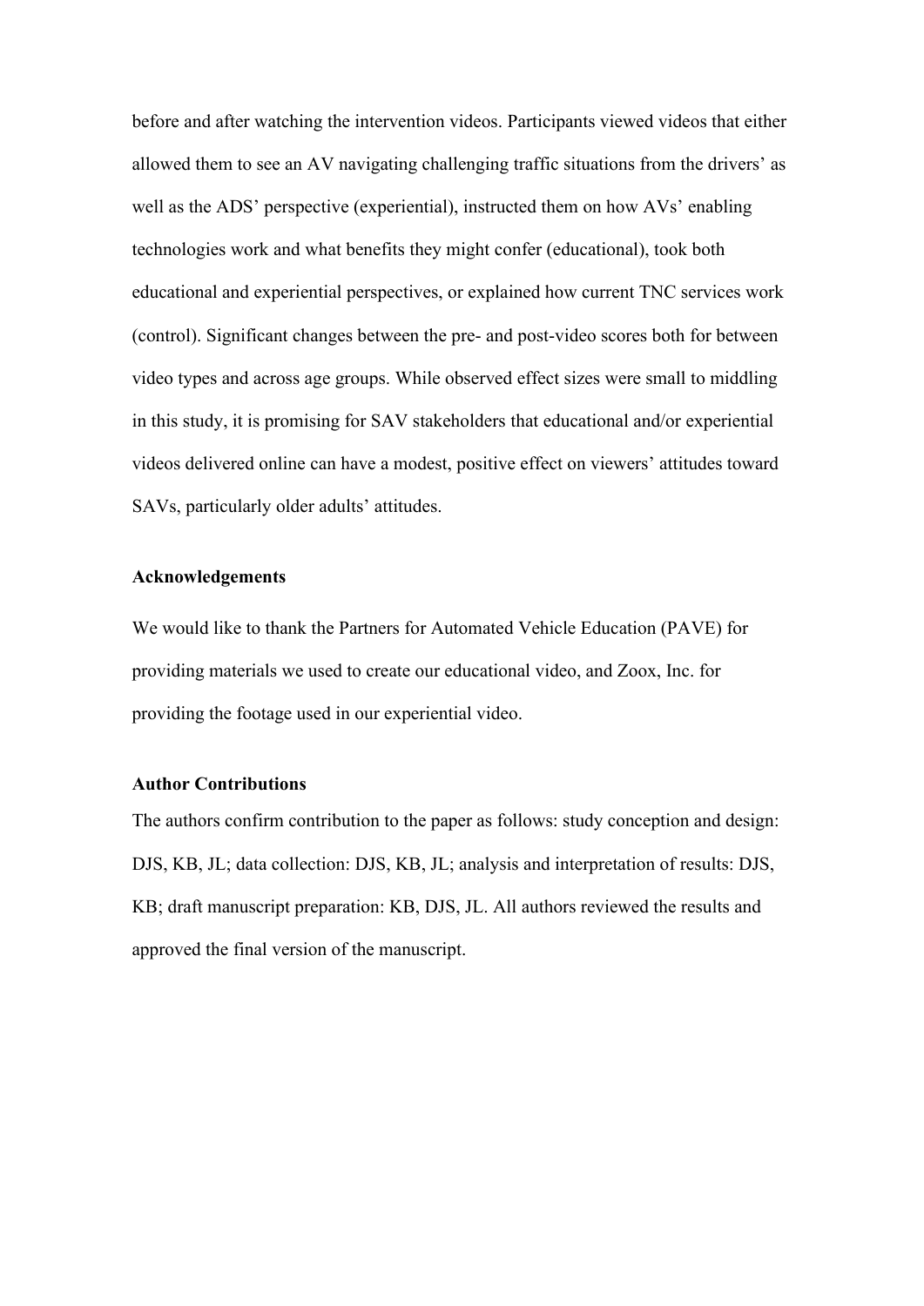before and after watching the intervention videos. Participants viewed videos that either allowed them to see an AV navigating challenging traffic situations from the drivers' as well as the ADS' perspective (experiential), instructed them on how AVs' enabling technologies work and what benefits they might confer (educational), took both educational and experiential perspectives, or explained how current TNC services work (control). Significant changes between the pre- and post-video scores both for between video types and across age groups. While observed effect sizes were small to middling in this study, it is promising for SAV stakeholders that educational and/or experiential videos delivered online can have a modest, positive effect on viewers' attitudes toward SAVs, particularly older adults' attitudes.

**Acknowledgements**

We would like to thank the Partners for Automated Vehicle Education (PAVE) for providing materials we used to create our educational video, and Zoox, Inc. for providing the footage used in our experiential video.

**Author Contributions**

The authors confirm contribution to the paper as follows: study conception and design: DJS, KB, JL; data collection: DJS, KB, JL; analysis and interpretation of results: DJS, KB; draft manuscript preparation: KB, DJS, JL. All authors reviewed the results and approved the final version of the manuscript.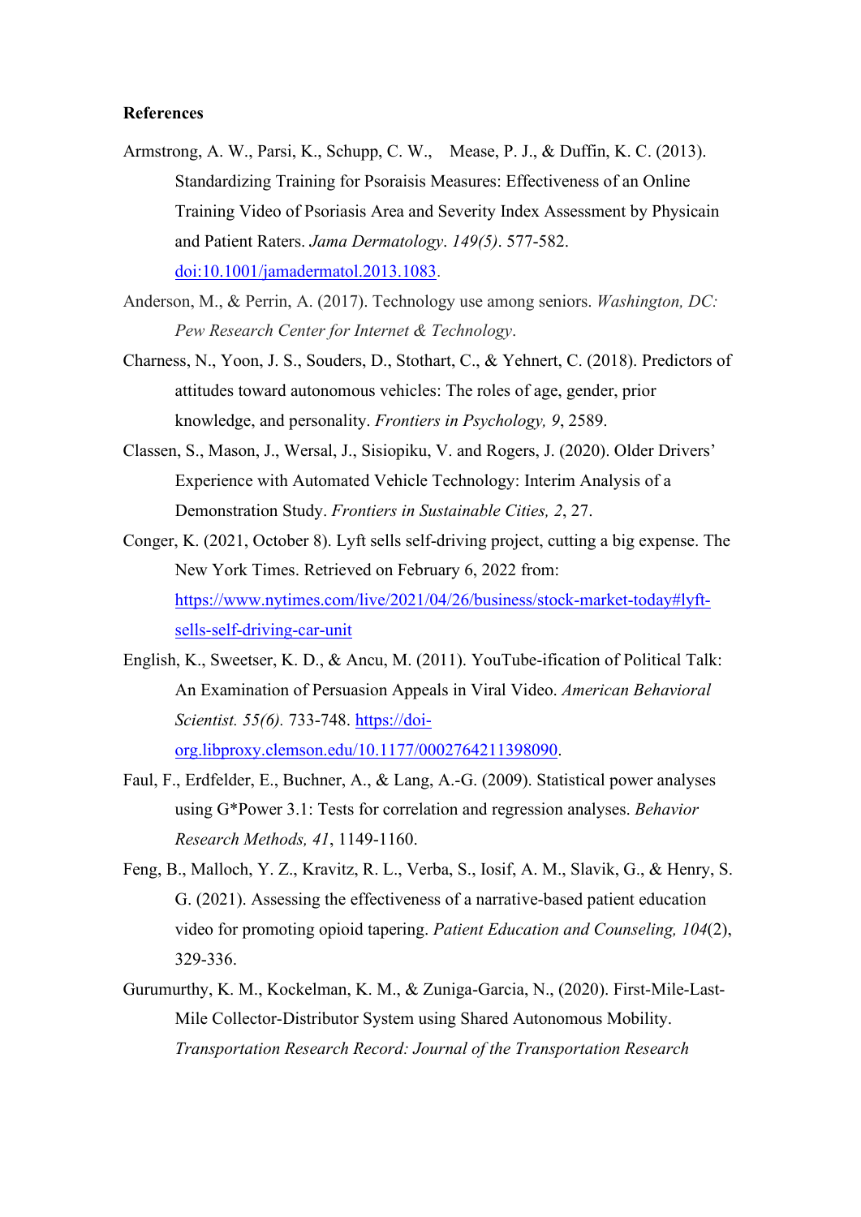**References**

Armstrong, A. W., Parsi, K., Schupp, C. W., Mease, P. J., & Duffin, K. C. (2013). Standardizing Training for Psoraisis Measures: Effectiveness of an Online Training Video of Psoriasis Area and Severity Index Assessment by Physicain and Patient Raters. *Jama Dermatology*. *149(5)*. 577-582. doi:10.1001/jamadermatol.2013.1083.

Anderson, M., & Perrin, A. (2017). Technology use among seniors. *Washington, DC: Pew Research Center for Internet & Technology*.

Charness, N., Yoon, J. S., Souders, D., Stothart, C., & Yehnert, C. (2018). Predictors of attitudes toward autonomous vehicles: The roles of age, gender, prior knowledge, and personality. *Frontiers in Psychology, 9*, 2589.

Classen, S., Mason, J., Wersal, J., Sisiopiku, V. and Rogers, J. (2020). Older Drivers' Experience with Automated Vehicle Technology: Interim Analysis of a Demonstration Study. *Frontiers in Sustainable Cities, 2*, 27.

Conger, K. (2021, October 8). Lyft sells self-driving project, cutting a big expense. The New York Times. Retrieved on February 6, 2022 from: https://www.nytimes.com/live/2021/04/26/business/stock-market-today#lyft-sells-self-driving-car-unit

English, K., Sweetser, K. D., & Ancu, M. (2011). YouTube-ification of Political Talk: An Examination of Persuasion Appeals in Viral Video. *American Behavioral Scientist. 55(6).* 733-748. https://doi-org.libproxy.clemson.edu/10.1177/0002764211398090.

Faul, F., Erdfelder, E., Buchner, A., & Lang, A.-G. (2009). Statistical power analyses using G*Power 3.1: Tests for correlation and regression analyses. *Behavior Research Methods, 41*, 1149-1160.

Feng, B., Malloch, Y. Z., Kravitz, R. L., Verba, S., Iosif, A. M., Slavik, G., & Henry, S. G. (2021). Assessing the effectiveness of a narrative-based patient education video for promoting opioid tapering. *Patient Education and Counseling, 104*(2), 329-336.

Gurumurthy, K. M., Kockelman, K. M., & Zuniga-Garcia, N., (2020). First-Mile-Last-Mile Collector-Distributor System using Shared Autonomous Mobility. *Transportation Research Record: Journal of the Transportation Research*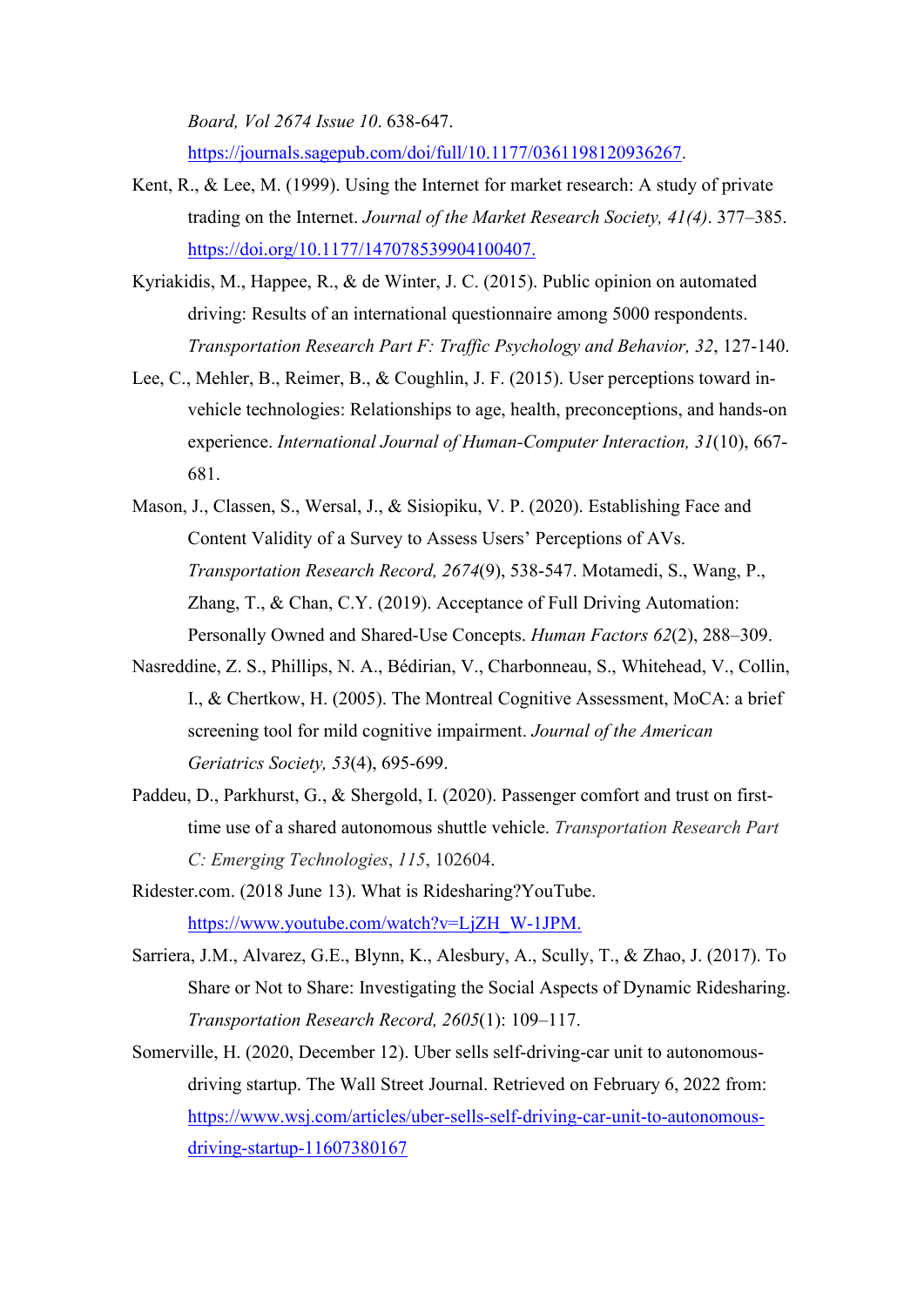*Board, Vol 2674 Issue 10*. 638-647. https://journals.sagepub.com/doi/full/10.1177/0361198120936267.

Kent, R., & Lee, M. (1999). Using the Internet for market research: A study of private trading on the Internet. *Journal of the Market Research Society, 41(4)*. 377–385. https://doi.org/10.1177/147078539904100407.

Kyriakidis, M., Happee, R., & de Winter, J. C. (2015). Public opinion on automated driving: Results of an international questionnaire among 5000 respondents. *Transportation Research Part F: Traffic Psychology and Behavior, 32*, 127-140.

Lee, C., Mehler, B., Reimer, B., & Coughlin, J. F. (2015). User perceptions toward in-vehicle technologies: Relationships to age, health, preconceptions, and hands-on experience. *International Journal of Human-Computer Interaction, 31*(10), 667-681.

Mason, J., Classen, S., Wersal, J., & Sisiopiku, V. P. (2020). Establishing Face and Content Validity of a Survey to Assess Users' Perceptions of AVs. *Transportation Research Record, 2674*(9), 538-547. Motamedi, S., Wang, P., Zhang, T., & Chan, C.Y. (2019). Acceptance of Full Driving Automation: Personally Owned and Shared-Use Concepts. *Human Factors 62*(2), 288–309.

Nasreddine, Z. S., Phillips, N. A., Bédirian, V., Charbonneau, S., Whitehead, V., Collin, I., & Chertkow, H. (2005). The Montreal Cognitive Assessment, MoCA: a brief screening tool for mild cognitive impairment. *Journal of the American Geriatrics Society, 53*(4), 695-699.

Paddeu, D., Parkhurst, G., & Shergold, I. (2020). Passenger comfort and trust on first-time use of a shared autonomous shuttle vehicle. *Transportation Research Part C: Emerging Technologies*, *115*, 102604.

Ridester.com. (2018 June 13). What is Ridesharing?YouTube. https://www.youtube.com/watch?v=LjZH_W-1JPM.

Sarriera, J.M., Alvarez, G.E., Blynn, K., Alesbury, A., Scully, T., & Zhao, J. (2017). To Share or Not to Share: Investigating the Social Aspects of Dynamic Ridesharing. *Transportation Research Record, 2605*(1): 109–117.

Somerville, H. (2020, December 12). Uber sells self-driving-car unit to autonomous-driving startup. The Wall Street Journal. Retrieved on February 6, 2022 from: https://www.wsj.com/articles/uber-sells-self-driving-car-unit-to-autonomous-driving-startup-11607380167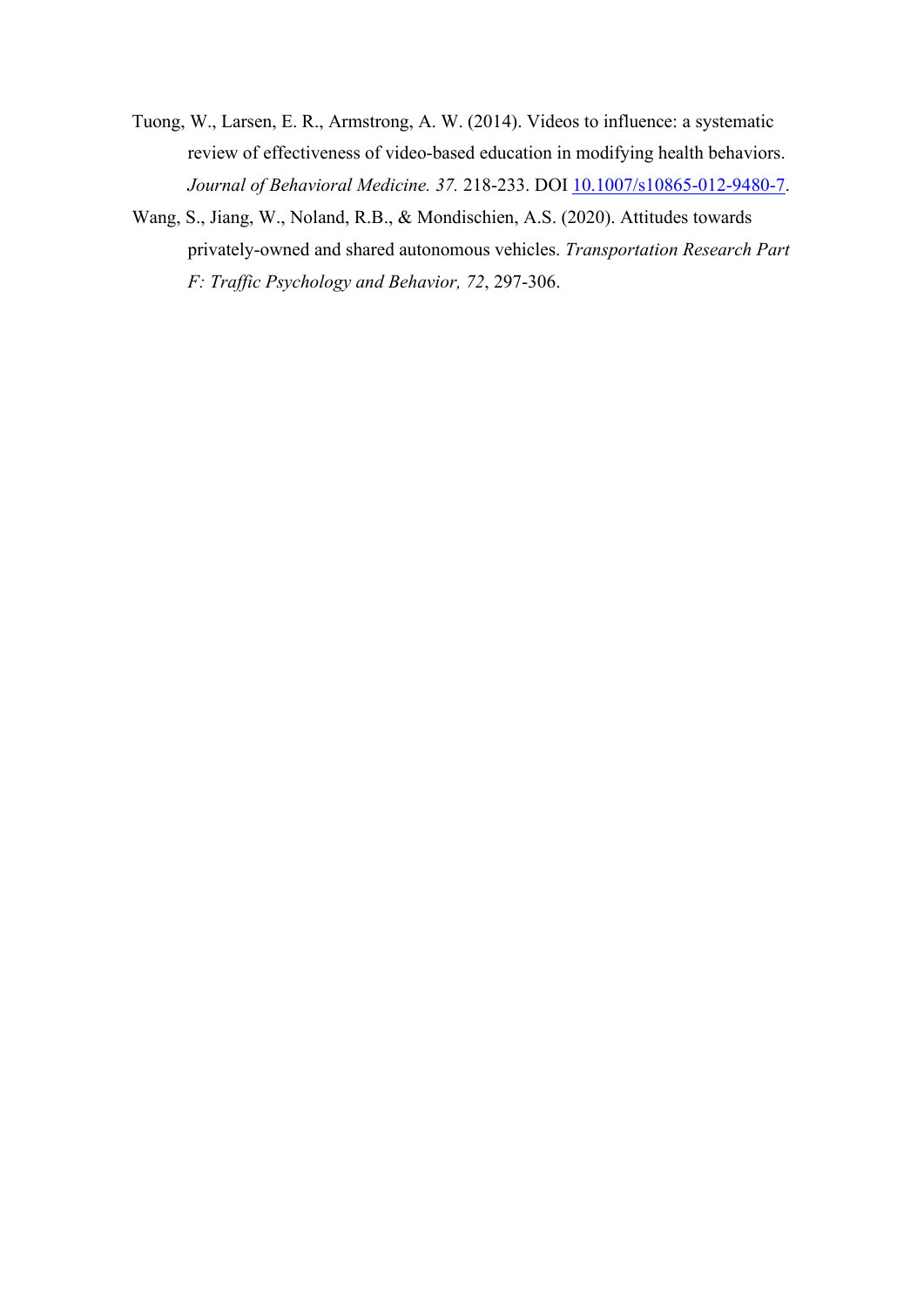Tuong, W., Larsen, E. R., Armstrong, A. W. (2014). Videos to influence: a systematic review of effectiveness of video-based education in modifying health behaviors. *Journal of Behavioral Medicine. 37.* 218-233. DOI 10.1007/s10865-012-9480-7.

Wang, S., Jiang, W., Noland, R.B., & Mondischien, A.S. (2020). Attitudes towards privately-owned and shared autonomous vehicles. *Transportation Research Part F: Traffic Psychology and Behavior, 72*, 297-306.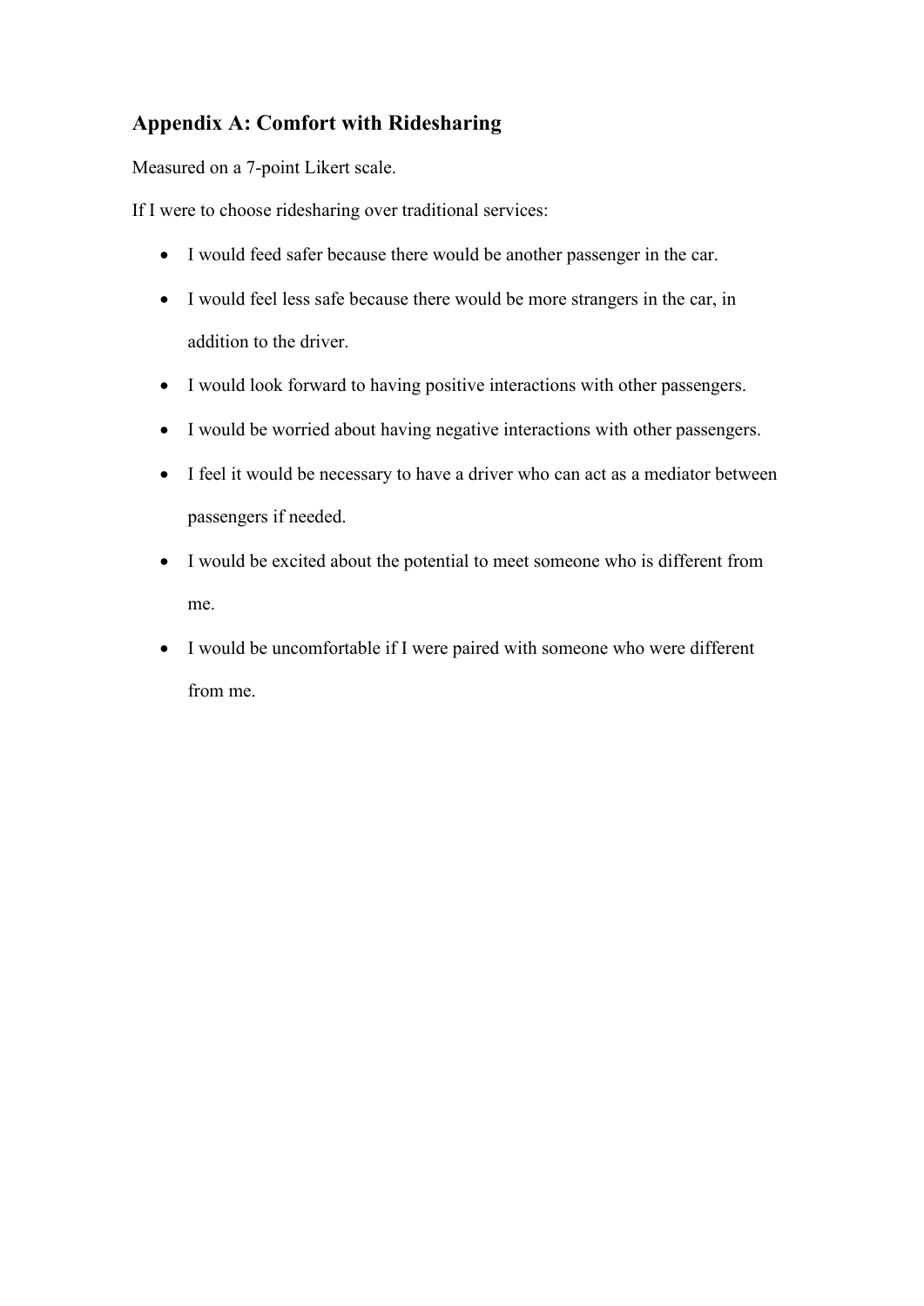## Appendix A: Comfort with Ridesharing

Measured on a 7-point Likert scale.

If I were to choose ridesharing over traditional services:

- I would feed safer because there would be another passenger in the car.
- I would feel less safe because there would be more strangers in the car, in addition to the driver.
- I would look forward to having positive interactions with other passengers.
- I would be worried about having negative interactions with other passengers.
- I feel it would be necessary to have a driver who can act as a mediator between passengers if needed.
- I would be excited about the potential to meet someone who is different from me.
- I would be uncomfortable if I were paired with someone who were different from me.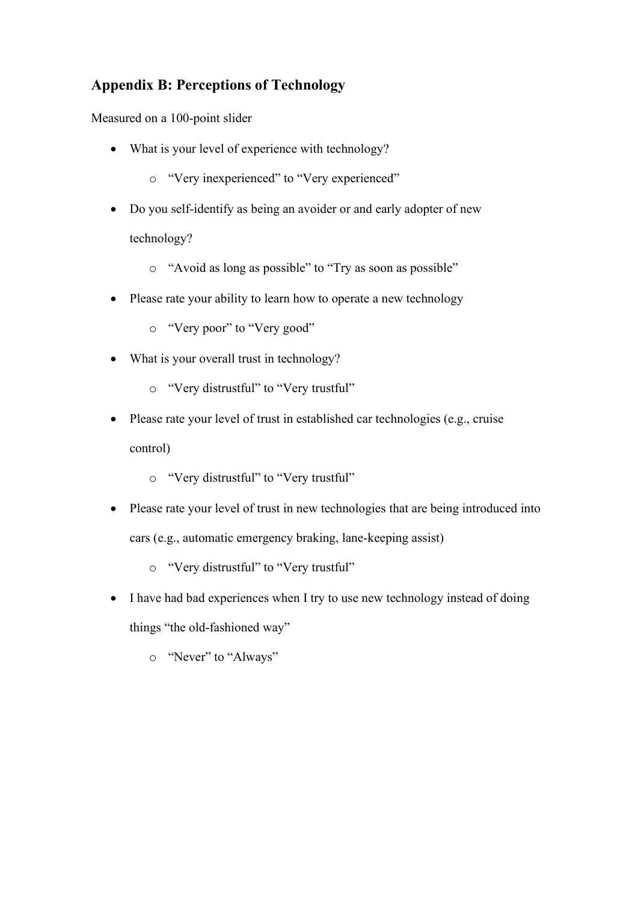## Appendix B: Perceptions of Technology

Measured on a 100-point slider

- What is your level of experience with technology?
  - "Very inexperienced" to "Very experienced"
- Do you self-identify as being an avoider or and early adopter of new technology?
  - "Avoid as long as possible" to "Try as soon as possible"
- Please rate your ability to learn how to operate a new technology
  - "Very poor" to "Very good"
- What is your overall trust in technology?
  - "Very distrustful" to "Very trustful"
- Please rate your level of trust in established car technologies (e.g., cruise control)
  - "Very distrustful" to "Very trustful"
- Please rate your level of trust in new technologies that are being introduced into cars (e.g., automatic emergency braking, lane-keeping assist)
  - "Very distrustful" to "Very trustful"
- I have had bad experiences when I try to use new technology instead of doing things "the old-fashioned way"
  - "Never" to "Always"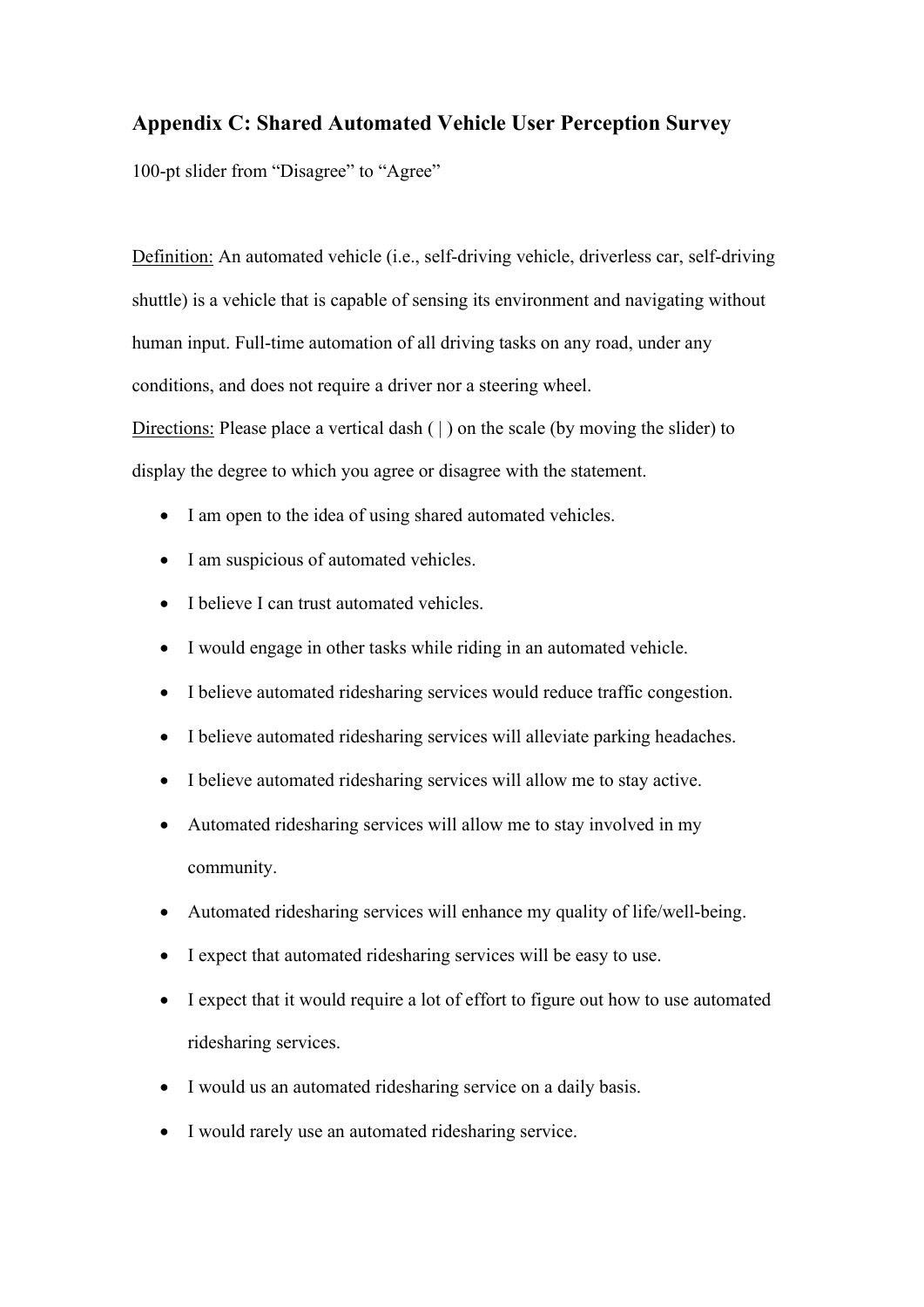## Appendix C: Shared Automated Vehicle User Perception Survey

100-pt slider from "Disagree" to "Agree"

Definition: An automated vehicle (i.e., self-driving vehicle, driverless car, self-driving shuttle) is a vehicle that is capable of sensing its environment and navigating without human input. Full-time automation of all driving tasks on any road, under any conditions, and does not require a driver nor a steering wheel.

Directions: Please place a vertical dash ( | ) on the scale (by moving the slider) to display the degree to which you agree or disagree with the statement.

- I am open to the idea of using shared automated vehicles.
- I am suspicious of automated vehicles.
- I believe I can trust automated vehicles.
- I would engage in other tasks while riding in an automated vehicle.
- I believe automated ridesharing services would reduce traffic congestion.
- I believe automated ridesharing services will alleviate parking headaches.
- I believe automated ridesharing services will allow me to stay active.
- Automated ridesharing services will allow me to stay involved in my community.
- Automated ridesharing services will enhance my quality of life/well-being.
- I expect that automated ridesharing services will be easy to use.
- I expect that it would require a lot of effort to figure out how to use automated ridesharing services.
- I would us an automated ridesharing service on a daily basis.
- I would rarely use an automated ridesharing service.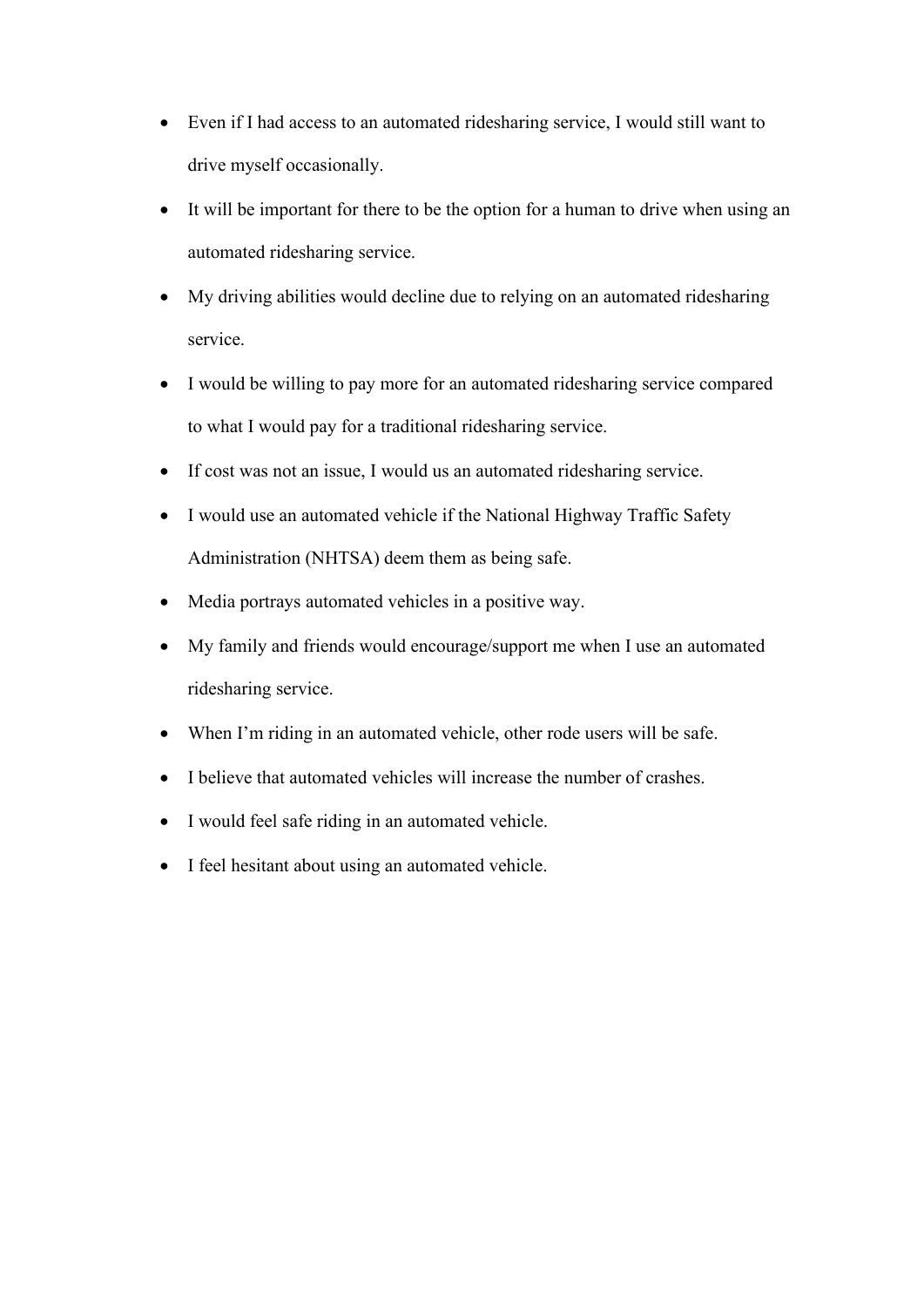- Even if I had access to an automated ridesharing service, I would still want to drive myself occasionally.
- It will be important for there to be the option for a human to drive when using an automated ridesharing service.
- My driving abilities would decline due to relying on an automated ridesharing service.
- I would be willing to pay more for an automated ridesharing service compared to what I would pay for a traditional ridesharing service.
- If cost was not an issue, I would us an automated ridesharing service.
- I would use an automated vehicle if the National Highway Traffic Safety Administration (NHTSA) deem them as being safe.
- Media portrays automated vehicles in a positive way.
- My family and friends would encourage/support me when I use an automated ridesharing service.
- When I'm riding in an automated vehicle, other rode users will be safe.
- I believe that automated vehicles will increase the number of crashes.
- I would feel safe riding in an automated vehicle.
- I feel hesitant about using an automated vehicle.